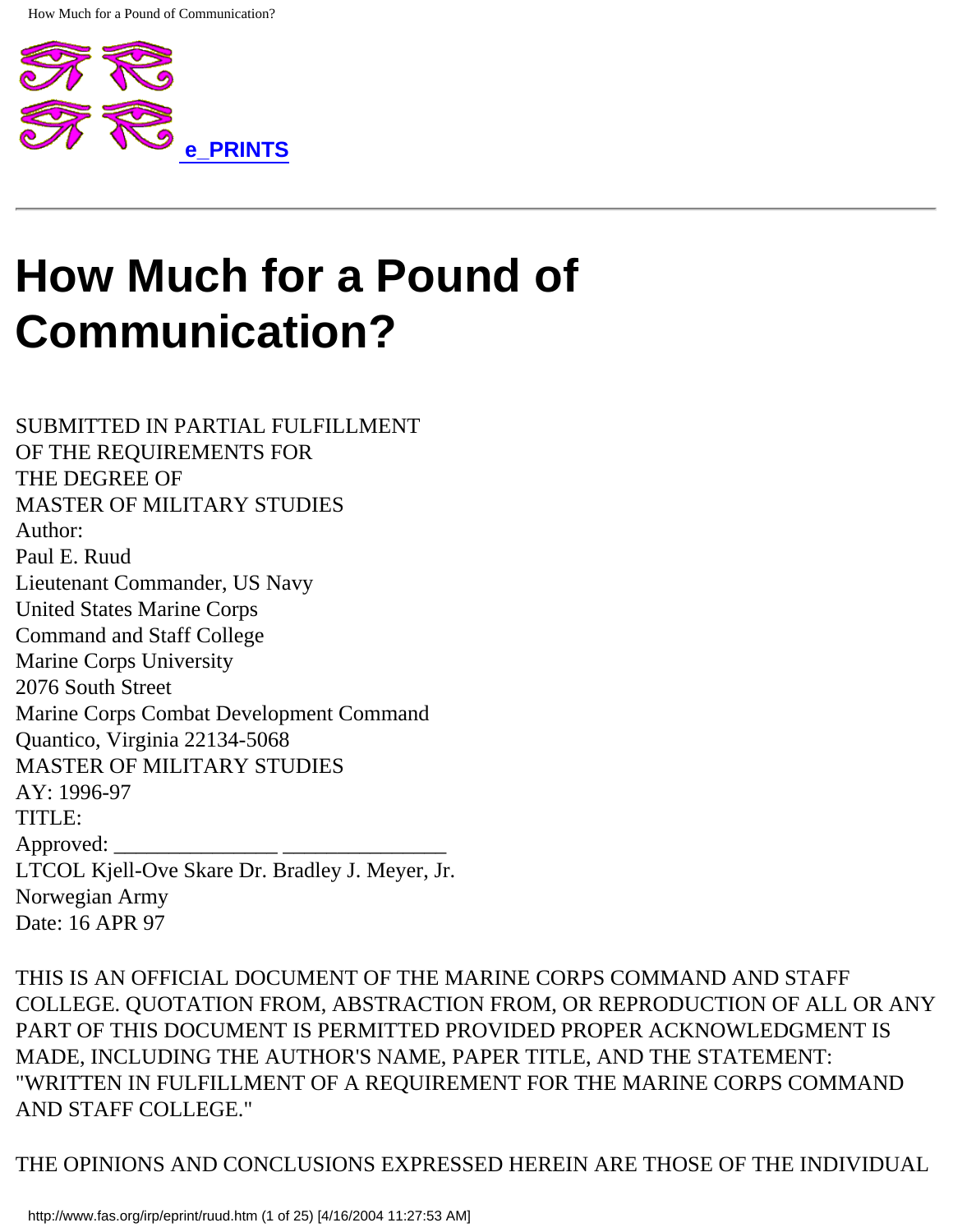e_PRINTS

---

# How Much for a Pound of Communication?

SUBMITTED IN PARTIAL FULFILLMENT
OF THE REQUIREMENTS FOR
THE DEGREE OF
MASTER OF MILITARY STUDIES
Author:
Paul E. Ruud
Lieutenant Commander, US Navy
United States Marine Corps
Command and Staff College
Marine Corps University
2076 South Street
Marine Corps Combat Development Command
Quantico, Virginia 22134-5068
MASTER OF MILITARY STUDIES
AY: 1996-97
TITLE:
Approved: _______________ _______________
LTCOL Kjell-Ove Skare Dr. Bradley J. Meyer, Jr.
Norwegian Army
Date: 16 APR 97

THIS IS AN OFFICIAL DOCUMENT OF THE MARINE CORPS COMMAND AND STAFF COLLEGE. QUOTATION FROM, ABSTRACTION FROM, OR REPRODUCTION OF ALL OR ANY PART OF THIS DOCUMENT IS PERMITTED PROVIDED PROPER ACKNOWLEDGMENT IS MADE, INCLUDING THE AUTHOR'S NAME, PAPER TITLE, AND THE STATEMENT: "WRITTEN IN FULFILLMENT OF A REQUIREMENT FOR THE MARINE CORPS COMMAND AND STAFF COLLEGE."

THE OPINIONS AND CONCLUSIONS EXPRESSED HEREIN ARE THOSE OF THE INDIVIDUAL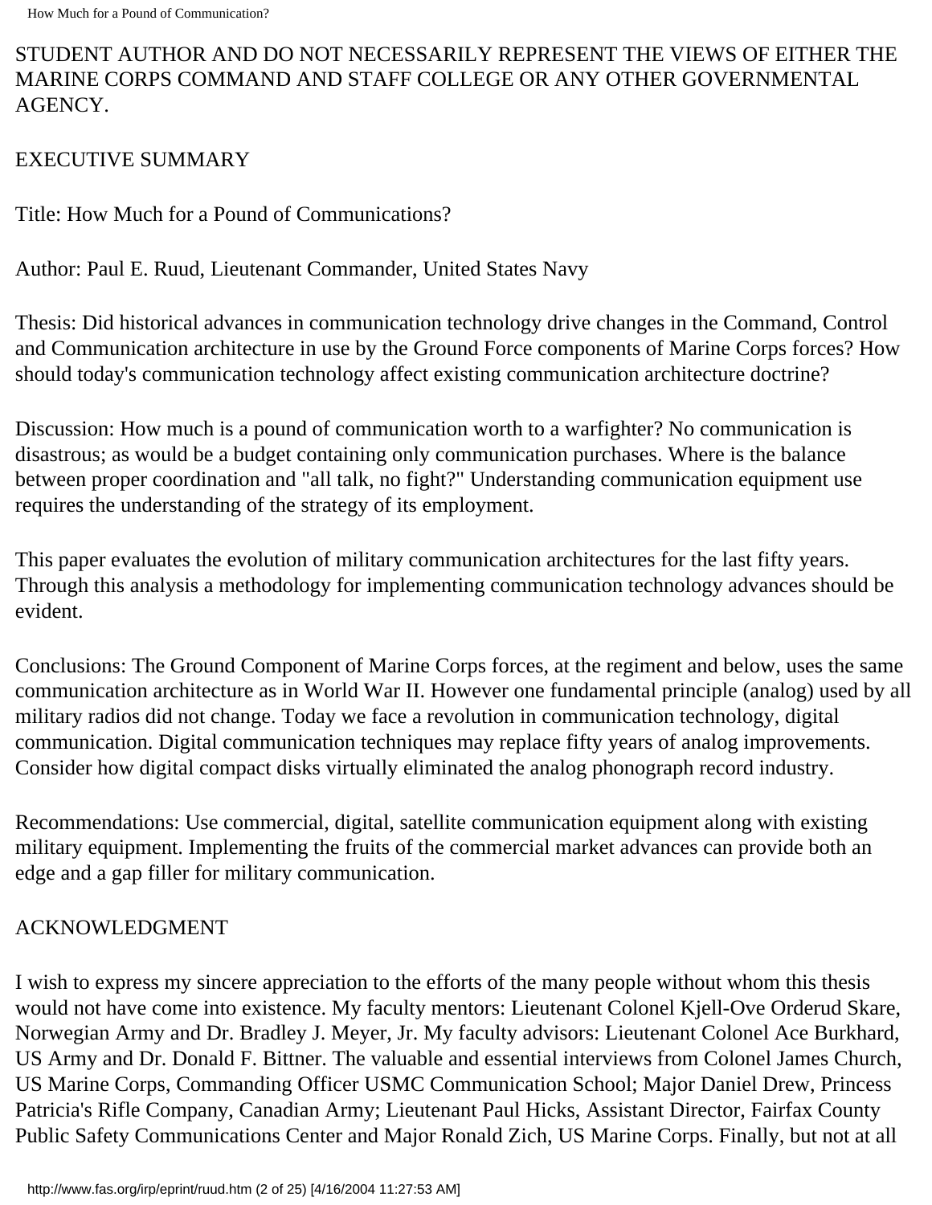STUDENT AUTHOR AND DO NOT NECESSARILY REPRESENT THE VIEWS OF EITHER THE MARINE CORPS COMMAND AND STAFF COLLEGE OR ANY OTHER GOVERNMENTAL AGENCY.

## EXECUTIVE SUMMARY

Title: How Much for a Pound of Communications?

Author: Paul E. Ruud, Lieutenant Commander, United States Navy

Thesis: Did historical advances in communication technology drive changes in the Command, Control and Communication architecture in use by the Ground Force components of Marine Corps forces? How should today's communication technology affect existing communication architecture doctrine?

Discussion: How much is a pound of communication worth to a warfighter? No communication is disastrous; as would be a budget containing only communication purchases. Where is the balance between proper coordination and "all talk, no fight?" Understanding communication equipment use requires the understanding of the strategy of its employment.

This paper evaluates the evolution of military communication architectures for the last fifty years. Through this analysis a methodology for implementing communication technology advances should be evident.

Conclusions: The Ground Component of Marine Corps forces, at the regiment and below, uses the same communication architecture as in World War II. However one fundamental principle (analog) used by all military radios did not change. Today we face a revolution in communication technology, digital communication. Digital communication techniques may replace fifty years of analog improvements. Consider how digital compact disks virtually eliminated the analog phonograph record industry.

Recommendations: Use commercial, digital, satellite communication equipment along with existing military equipment. Implementing the fruits of the commercial market advances can provide both an edge and a gap filler for military communication.

## ACKNOWLEDGMENT

I wish to express my sincere appreciation to the efforts of the many people without whom this thesis would not have come into existence. My faculty mentors: Lieutenant Colonel Kjell-Ove Orderud Skare, Norwegian Army and Dr. Bradley J. Meyer, Jr. My faculty advisors: Lieutenant Colonel Ace Burkhard, US Army and Dr. Donald F. Bittner. The valuable and essential interviews from Colonel James Church, US Marine Corps, Commanding Officer USMC Communication School; Major Daniel Drew, Princess Patricia's Rifle Company, Canadian Army; Lieutenant Paul Hicks, Assistant Director, Fairfax County Public Safety Communications Center and Major Ronald Zich, US Marine Corps. Finally, but not at all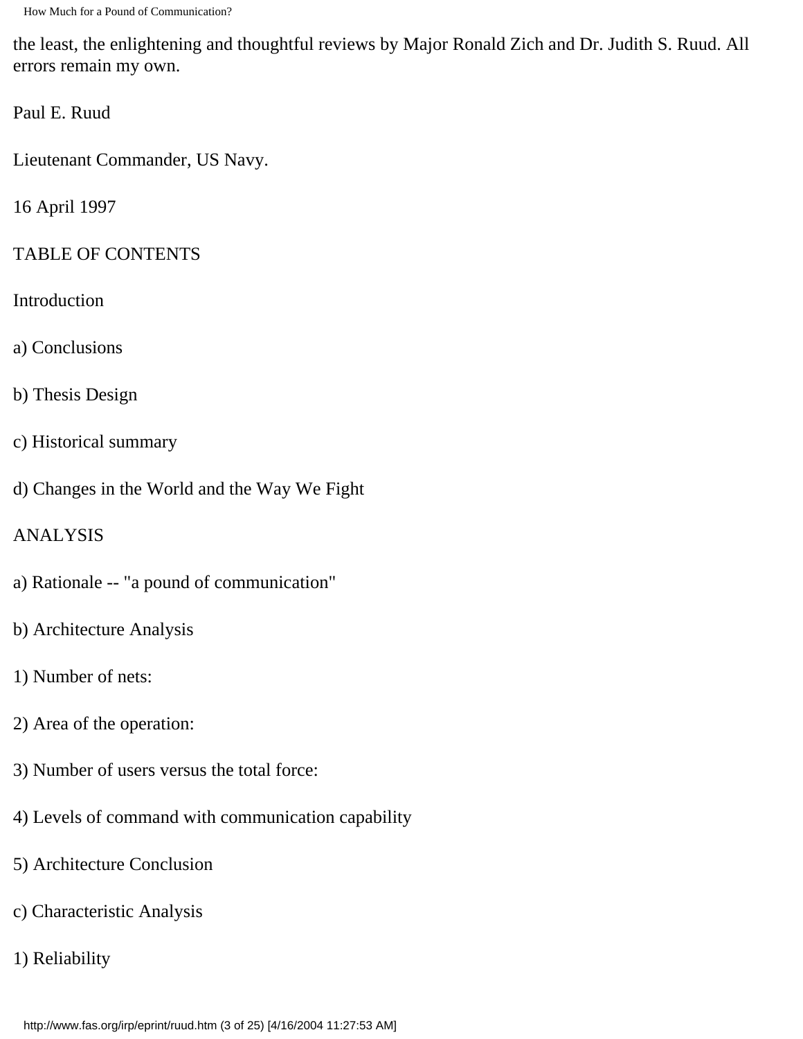the least, the enlightening and thoughtful reviews by Major Ronald Zich and Dr. Judith S. Ruud. All errors remain my own.

Paul E. Ruud

Lieutenant Commander, US Navy.

16 April 1997

## TABLE OF CONTENTS

Introduction

a) Conclusions

b) Thesis Design

c) Historical summary

d) Changes in the World and the Way We Fight

ANALYSIS

a) Rationale -- "a pound of communication"

b) Architecture Analysis

1) Number of nets:

2) Area of the operation:

3) Number of users versus the total force:

4) Levels of command with communication capability

5) Architecture Conclusion

c) Characteristic Analysis

1) Reliability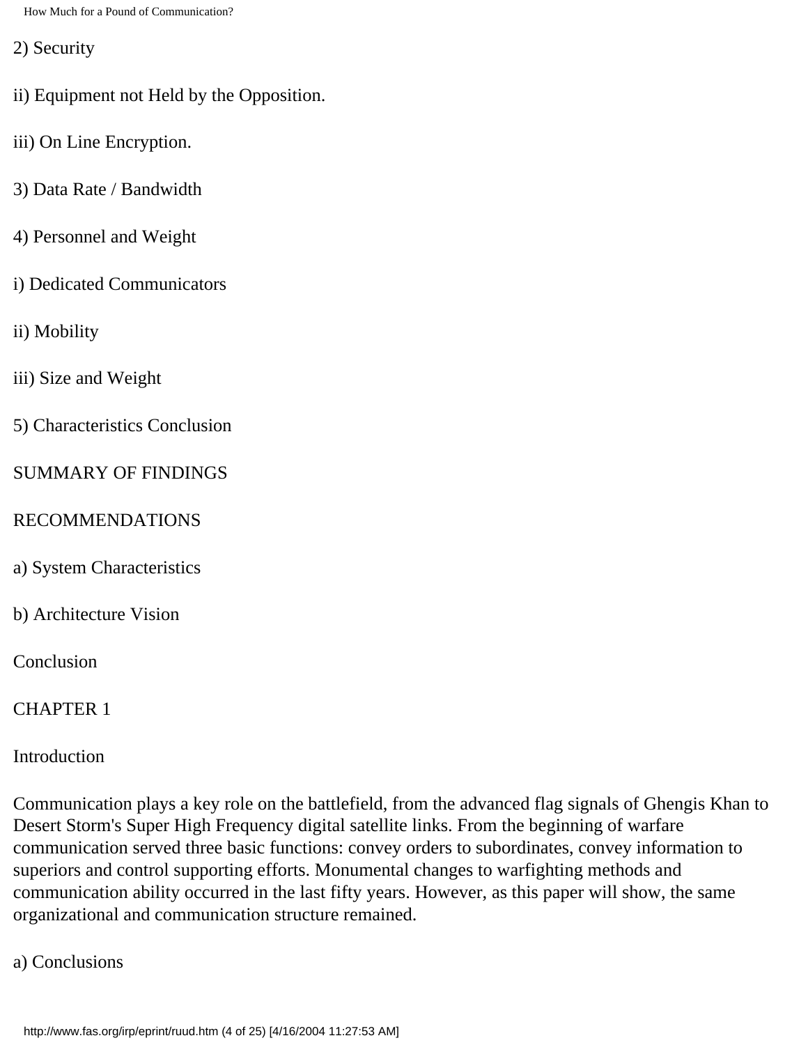2) Security

ii) Equipment not Held by the Opposition.

iii) On Line Encryption.

3) Data Rate / Bandwidth

4) Personnel and Weight

i) Dedicated Communicators

ii) Mobility

iii) Size and Weight

5) Characteristics Conclusion

SUMMARY OF FINDINGS

RECOMMENDATIONS

a) System Characteristics

b) Architecture Vision

Conclusion

# CHAPTER 1

## Introduction

Communication plays a key role on the battlefield, from the advanced flag signals of Ghengis Khan to Desert Storm's Super High Frequency digital satellite links. From the beginning of warfare communication served three basic functions: convey orders to subordinates, convey information to superiors and control supporting efforts. Monumental changes to warfighting methods and communication ability occurred in the last fifty years. However, as this paper will show, the same organizational and communication structure remained.

### a) Conclusions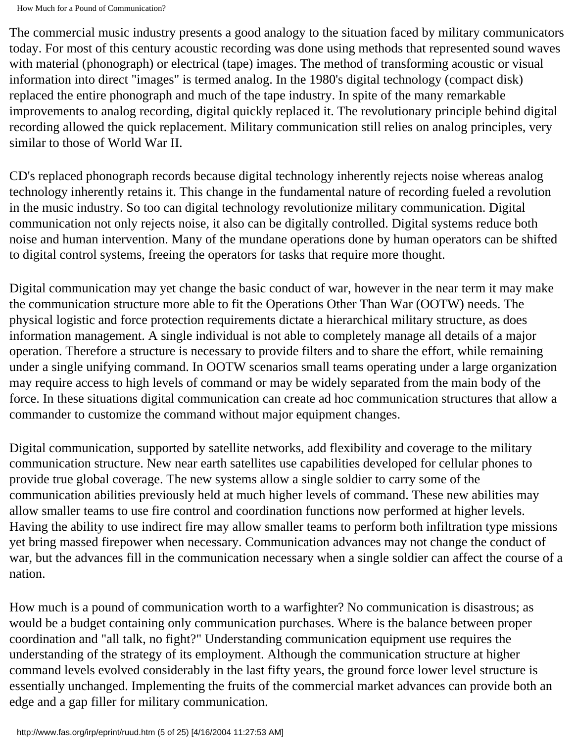The commercial music industry presents a good analogy to the situation faced by military communicators today. For most of this century acoustic recording was done using methods that represented sound waves with material (phonograph) or electrical (tape) images. The method of transforming acoustic or visual information into direct "images" is termed analog. In the 1980's digital technology (compact disk) replaced the entire phonograph and much of the tape industry. In spite of the many remarkable improvements to analog recording, digital quickly replaced it. The revolutionary principle behind digital recording allowed the quick replacement. Military communication still relies on analog principles, very similar to those of World War II.

CD's replaced phonograph records because digital technology inherently rejects noise whereas analog technology inherently retains it. This change in the fundamental nature of recording fueled a revolution in the music industry. So too can digital technology revolutionize military communication. Digital communication not only rejects noise, it also can be digitally controlled. Digital systems reduce both noise and human intervention. Many of the mundane operations done by human operators can be shifted to digital control systems, freeing the operators for tasks that require more thought.

Digital communication may yet change the basic conduct of war, however in the near term it may make the communication structure more able to fit the Operations Other Than War (OOTW) needs. The physical logistic and force protection requirements dictate a hierarchical military structure, as does information management. A single individual is not able to completely manage all details of a major operation. Therefore a structure is necessary to provide filters and to share the effort, while remaining under a single unifying command. In OOTW scenarios small teams operating under a large organization may require access to high levels of command or may be widely separated from the main body of the force. In these situations digital communication can create ad hoc communication structures that allow a commander to customize the command without major equipment changes.

Digital communication, supported by satellite networks, add flexibility and coverage to the military communication structure. New near earth satellites use capabilities developed for cellular phones to provide true global coverage. The new systems allow a single soldier to carry some of the communication abilities previously held at much higher levels of command. These new abilities may allow smaller teams to use fire control and coordination functions now performed at higher levels. Having the ability to use indirect fire may allow smaller teams to perform both infiltration type missions yet bring massed firepower when necessary. Communication advances may not change the conduct of war, but the advances fill in the communication necessary when a single soldier can affect the course of a nation.

How much is a pound of communication worth to a warfighter? No communication is disastrous; as would be a budget containing only communication purchases. Where is the balance between proper coordination and "all talk, no fight?" Understanding communication equipment use requires the understanding of the strategy of its employment. Although the communication structure at higher command levels evolved considerably in the last fifty years, the ground force lower level structure is essentially unchanged. Implementing the fruits of the commercial market advances can provide both an edge and a gap filler for military communication.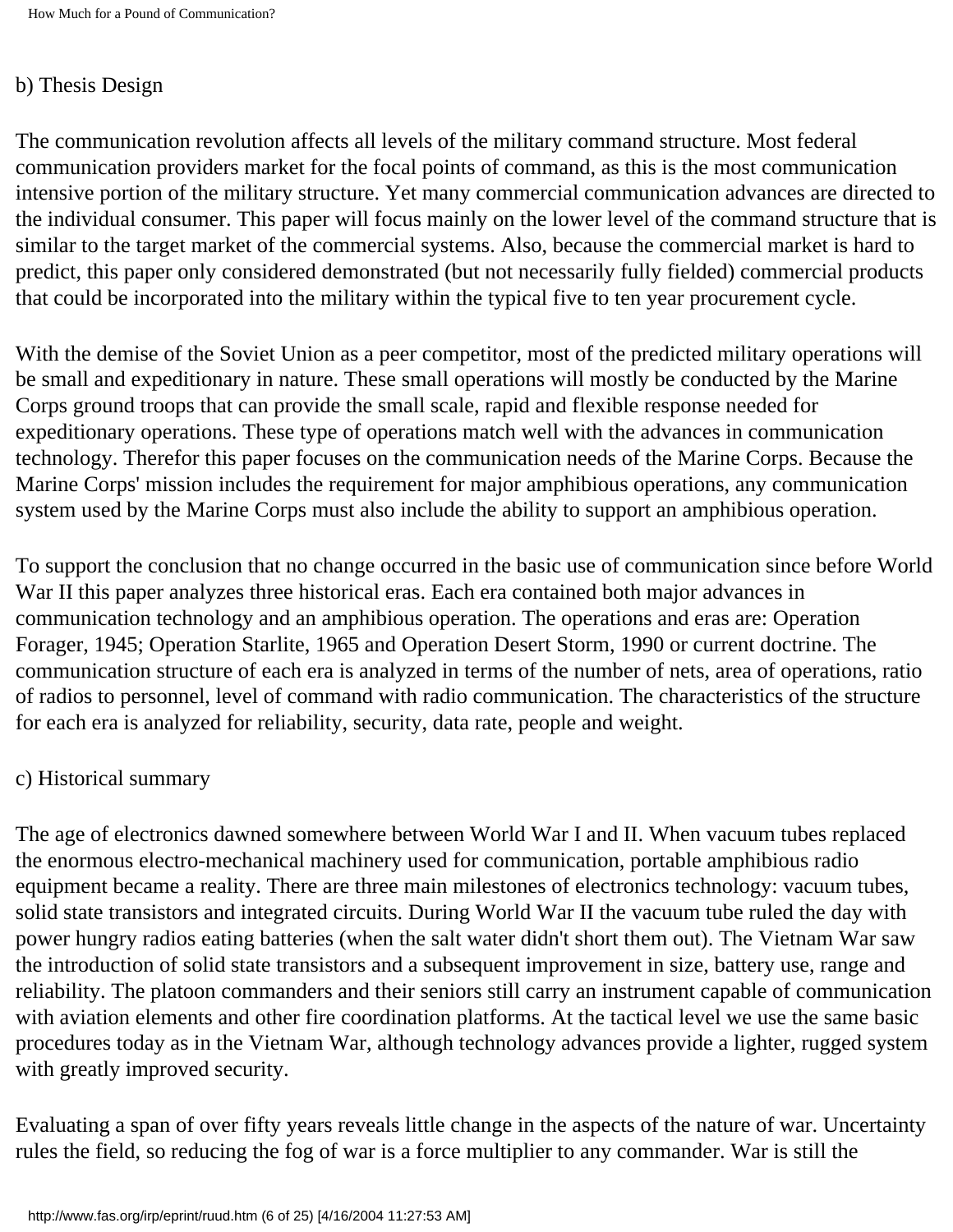### b) Thesis Design

The communication revolution affects all levels of the military command structure. Most federal communication providers market for the focal points of command, as this is the most communication intensive portion of the military structure. Yet many commercial communication advances are directed to the individual consumer. This paper will focus mainly on the lower level of the command structure that is similar to the target market of the commercial systems. Also, because the commercial market is hard to predict, this paper only considered demonstrated (but not necessarily fully fielded) commercial products that could be incorporated into the military within the typical five to ten year procurement cycle.

With the demise of the Soviet Union as a peer competitor, most of the predicted military operations will be small and expeditionary in nature. These small operations will mostly be conducted by the Marine Corps ground troops that can provide the small scale, rapid and flexible response needed for expeditionary operations. These type of operations match well with the advances in communication technology. Therefor this paper focuses on the communication needs of the Marine Corps. Because the Marine Corps' mission includes the requirement for major amphibious operations, any communication system used by the Marine Corps must also include the ability to support an amphibious operation.

To support the conclusion that no change occurred in the basic use of communication since before World War II this paper analyzes three historical eras. Each era contained both major advances in communication technology and an amphibious operation. The operations and eras are: Operation Forager, 1945; Operation Starlite, 1965 and Operation Desert Storm, 1990 or current doctrine. The communication structure of each era is analyzed in terms of the number of nets, area of operations, ratio of radios to personnel, level of command with radio communication. The characteristics of the structure for each era is analyzed for reliability, security, data rate, people and weight.

### c) Historical summary

The age of electronics dawned somewhere between World War I and II. When vacuum tubes replaced the enormous electro-mechanical machinery used for communication, portable amphibious radio equipment became a reality. There are three main milestones of electronics technology: vacuum tubes, solid state transistors and integrated circuits. During World War II the vacuum tube ruled the day with power hungry radios eating batteries (when the salt water didn't short them out). The Vietnam War saw the introduction of solid state transistors and a subsequent improvement in size, battery use, range and reliability. The platoon commanders and their seniors still carry an instrument capable of communication with aviation elements and other fire coordination platforms. At the tactical level we use the same basic procedures today as in the Vietnam War, although technology advances provide a lighter, rugged system with greatly improved security.

Evaluating a span of over fifty years reveals little change in the aspects of the nature of war. Uncertainty rules the field, so reducing the fog of war is a force multiplier to any commander. War is still the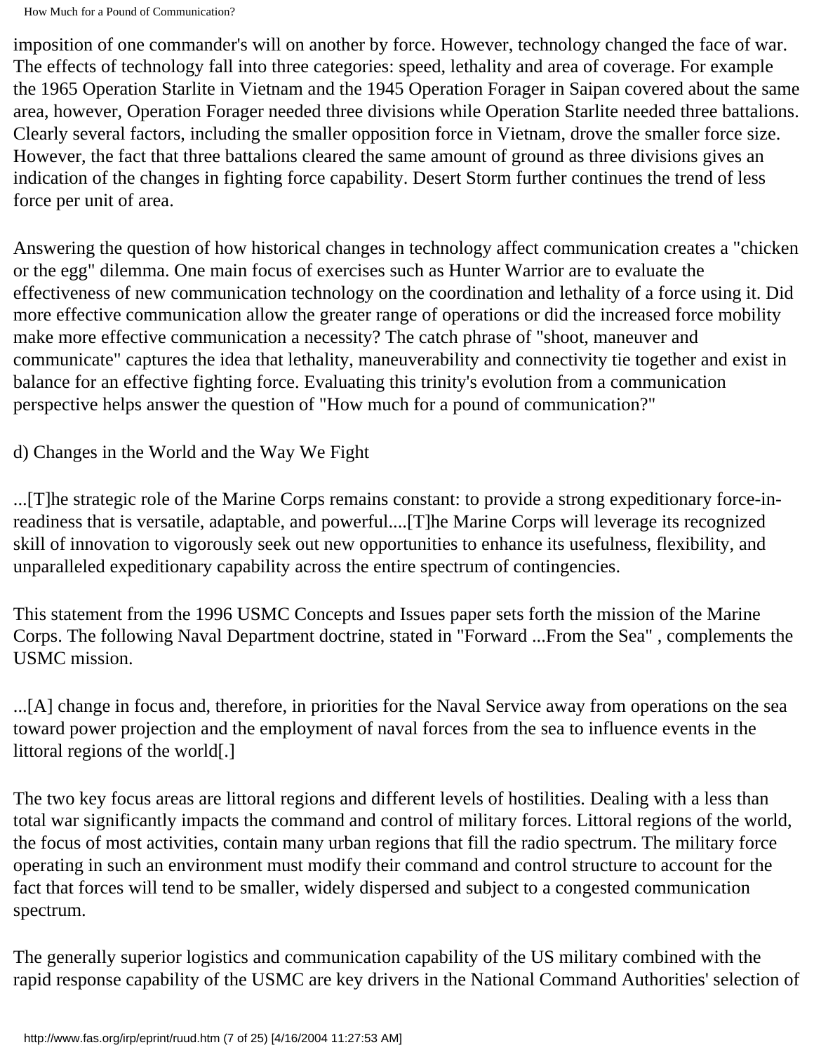imposition of one commander's will on another by force. However, technology changed the face of war. The effects of technology fall into three categories: speed, lethality and area of coverage. For example the 1965 Operation Starlite in Vietnam and the 1945 Operation Forager in Saipan covered about the same area, however, Operation Forager needed three divisions while Operation Starlite needed three battalions. Clearly several factors, including the smaller opposition force in Vietnam, drove the smaller force size. However, the fact that three battalions cleared the same amount of ground as three divisions gives an indication of the changes in fighting force capability. Desert Storm further continues the trend of less force per unit of area.

Answering the question of how historical changes in technology affect communication creates a "chicken or the egg" dilemma. One main focus of exercises such as Hunter Warrior are to evaluate the effectiveness of new communication technology on the coordination and lethality of a force using it. Did more effective communication allow the greater range of operations or did the increased force mobility make more effective communication a necessity? The catch phrase of "shoot, maneuver and communicate" captures the idea that lethality, maneuverability and connectivity tie together and exist in balance for an effective fighting force. Evaluating this trinity's evolution from a communication perspective helps answer the question of "How much for a pound of communication?"

d) Changes in the World and the Way We Fight

...[T]he strategic role of the Marine Corps remains constant: to provide a strong expeditionary force-in-readiness that is versatile, adaptable, and powerful....[T]he Marine Corps will leverage its recognized skill of innovation to vigorously seek out new opportunities to enhance its usefulness, flexibility, and unparalleled expeditionary capability across the entire spectrum of contingencies.

This statement from the 1996 USMC Concepts and Issues paper sets forth the mission of the Marine Corps. The following Naval Department doctrine, stated in "Forward ...From the Sea" , complements the USMC mission.

...[A] change in focus and, therefore, in priorities for the Naval Service away from operations on the sea toward power projection and the employment of naval forces from the sea to influence events in the littoral regions of the world[.]

The two key focus areas are littoral regions and different levels of hostilities. Dealing with a less than total war significantly impacts the command and control of military forces. Littoral regions of the world, the focus of most activities, contain many urban regions that fill the radio spectrum. The military force operating in such an environment must modify their command and control structure to account for the fact that forces will tend to be smaller, widely dispersed and subject to a congested communication spectrum.

The generally superior logistics and communication capability of the US military combined with the rapid response capability of the USMC are key drivers in the National Command Authorities' selection of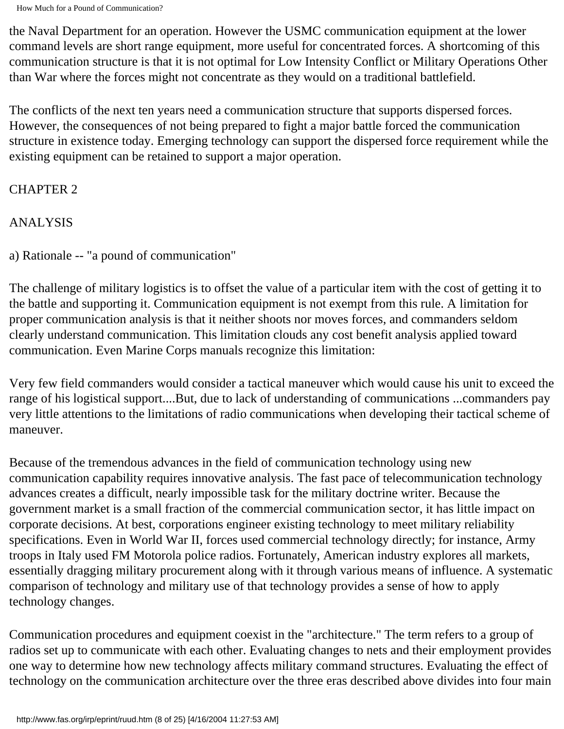the Naval Department for an operation. However the USMC communication equipment at the lower command levels are short range equipment, more useful for concentrated forces. A shortcoming of this communication structure is that it is not optimal for Low Intensity Conflict or Military Operations Other than War where the forces might not concentrate as they would on a traditional battlefield.

The conflicts of the next ten years need a communication structure that supports dispersed forces. However, the consequences of not being prepared to fight a major battle forced the communication structure in existence today. Emerging technology can support the dispersed force requirement while the existing equipment can be retained to support a major operation.

## CHAPTER 2

## ANALYSIS

### a) Rationale -- "a pound of communication"

The challenge of military logistics is to offset the value of a particular item with the cost of getting it to the battle and supporting it. Communication equipment is not exempt from this rule. A limitation for proper communication analysis is that it neither shoots nor moves forces, and commanders seldom clearly understand communication. This limitation clouds any cost benefit analysis applied toward communication. Even Marine Corps manuals recognize this limitation:

Very few field commanders would consider a tactical maneuver which would cause his unit to exceed the range of his logistical support....But, due to lack of understanding of communications ...commanders pay very little attentions to the limitations of radio communications when developing their tactical scheme of maneuver.

Because of the tremendous advances in the field of communication technology using new communication capability requires innovative analysis. The fast pace of telecommunication technology advances creates a difficult, nearly impossible task for the military doctrine writer. Because the government market is a small fraction of the commercial communication sector, it has little impact on corporate decisions. At best, corporations engineer existing technology to meet military reliability specifications. Even in World War II, forces used commercial technology directly; for instance, Army troops in Italy used FM Motorola police radios. Fortunately, American industry explores all markets, essentially dragging military procurement along with it through various means of influence. A systematic comparison of technology and military use of that technology provides a sense of how to apply technology changes.

Communication procedures and equipment coexist in the "architecture." The term refers to a group of radios set up to communicate with each other. Evaluating changes to nets and their employment provides one way to determine how new technology affects military command structures. Evaluating the effect of technology on the communication architecture over the three eras described above divides into four main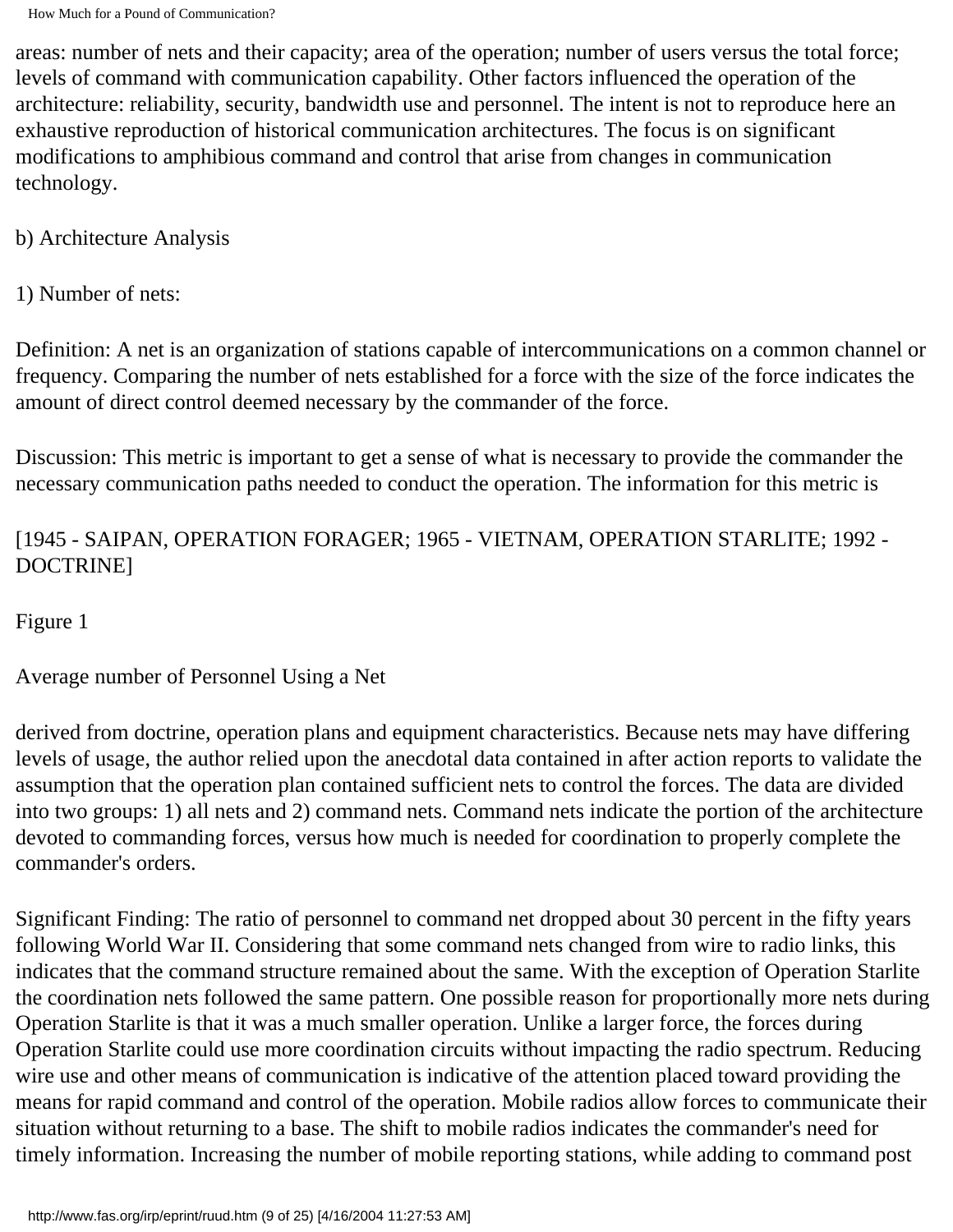areas: number of nets and their capacity; area of the operation; number of users versus the total force; levels of command with communication capability. Other factors influenced the operation of the architecture: reliability, security, bandwidth use and personnel. The intent is not to reproduce here an exhaustive reproduction of historical communication architectures. The focus is on significant modifications to amphibious command and control that arise from changes in communication technology.

b) Architecture Analysis

1) Number of nets:

Definition: A net is an organization of stations capable of intercommunications on a common channel or frequency. Comparing the number of nets established for a force with the size of the force indicates the amount of direct control deemed necessary by the commander of the force.

Discussion: This metric is important to get a sense of what is necessary to provide the commander the necessary communication paths needed to conduct the operation. The information for this metric is

[1945 - SAIPAN, OPERATION FORAGER; 1965 - VIETNAM, OPERATION STARLITE; 1992 - DOCTRINE]

Figure 1

Average number of Personnel Using a Net

derived from doctrine, operation plans and equipment characteristics. Because nets may have differing levels of usage, the author relied upon the anecdotal data contained in after action reports to validate the assumption that the operation plan contained sufficient nets to control the forces. The data are divided into two groups: 1) all nets and 2) command nets. Command nets indicate the portion of the architecture devoted to commanding forces, versus how much is needed for coordination to properly complete the commander's orders.

Significant Finding: The ratio of personnel to command net dropped about 30 percent in the fifty years following World War II. Considering that some command nets changed from wire to radio links, this indicates that the command structure remained about the same. With the exception of Operation Starlite the coordination nets followed the same pattern. One possible reason for proportionally more nets during Operation Starlite is that it was a much smaller operation. Unlike a larger force, the forces during Operation Starlite could use more coordination circuits without impacting the radio spectrum. Reducing wire use and other means of communication is indicative of the attention placed toward providing the means for rapid command and control of the operation. Mobile radios allow forces to communicate their situation without returning to a base. The shift to mobile radios indicates the commander's need for timely information. Increasing the number of mobile reporting stations, while adding to command post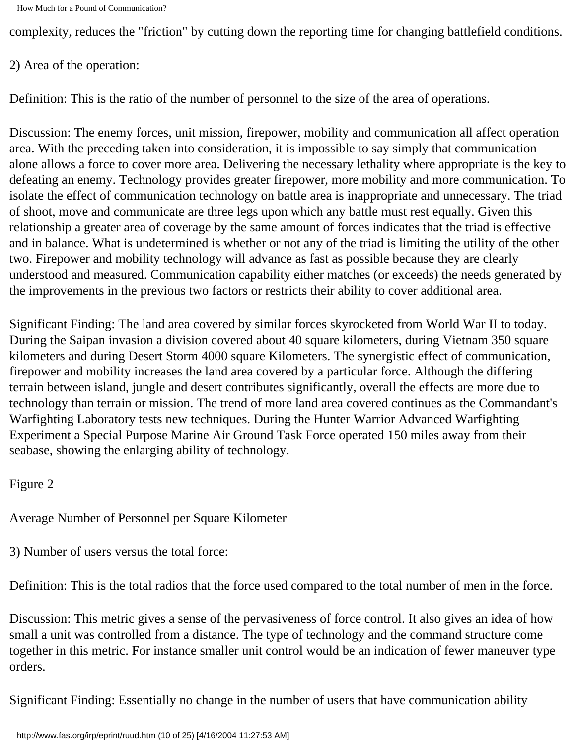complexity, reduces the "friction" by cutting down the reporting time for changing battlefield conditions.

2) Area of the operation:

Definition: This is the ratio of the number of personnel to the size of the area of operations.

Discussion: The enemy forces, unit mission, firepower, mobility and communication all affect operation area. With the preceding taken into consideration, it is impossible to say simply that communication alone allows a force to cover more area. Delivering the necessary lethality where appropriate is the key to defeating an enemy. Technology provides greater firepower, more mobility and more communication. To isolate the effect of communication technology on battle area is inappropriate and unnecessary. The triad of shoot, move and communicate are three legs upon which any battle must rest equally. Given this relationship a greater area of coverage by the same amount of forces indicates that the triad is effective and in balance. What is undetermined is whether or not any of the triad is limiting the utility of the other two. Firepower and mobility technology will advance as fast as possible because they are clearly understood and measured. Communication capability either matches (or exceeds) the needs generated by the improvements in the previous two factors or restricts their ability to cover additional area.

Significant Finding: The land area covered by similar forces skyrocketed from World War II to today. During the Saipan invasion a division covered about 40 square kilometers, during Vietnam 350 square kilometers and during Desert Storm 4000 square Kilometers. The synergistic effect of communication, firepower and mobility increases the land area covered by a particular force. Although the differing terrain between island, jungle and desert contributes significantly, overall the effects are more due to technology than terrain or mission. The trend of more land area covered continues as the Commandant's Warfighting Laboratory tests new techniques. During the Hunter Warrior Advanced Warfighting Experiment a Special Purpose Marine Air Ground Task Force operated 150 miles away from their seabase, showing the enlarging ability of technology.

Figure 2

Average Number of Personnel per Square Kilometer

3) Number of users versus the total force:

Definition: This is the total radios that the force used compared to the total number of men in the force.

Discussion: This metric gives a sense of the pervasiveness of force control. It also gives an idea of how small a unit was controlled from a distance. The type of technology and the command structure come together in this metric. For instance smaller unit control would be an indication of fewer maneuver type orders.

Significant Finding: Essentially no change in the number of users that have communication ability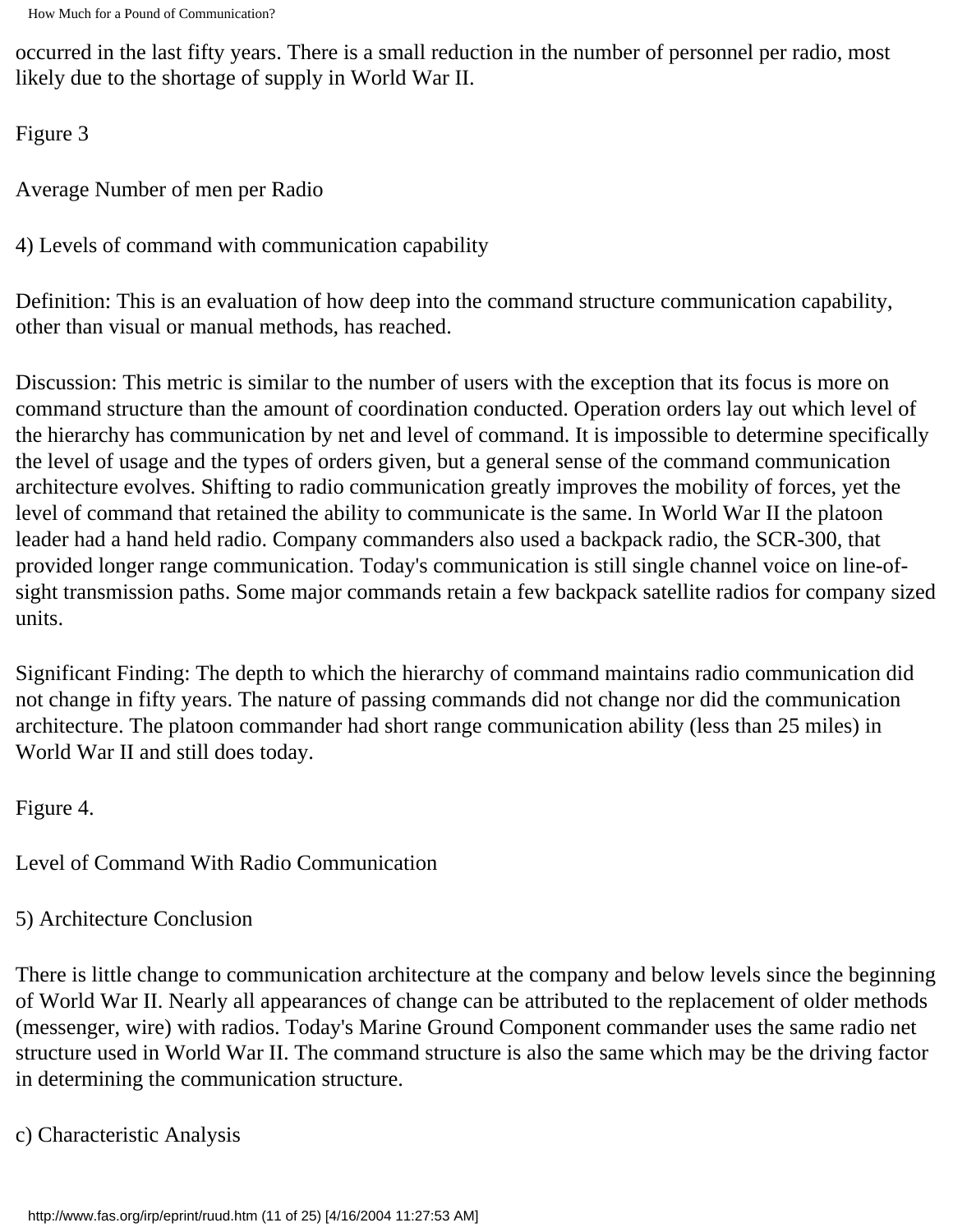occurred in the last fifty years. There is a small reduction in the number of personnel per radio, most likely due to the shortage of supply in World War II.

Figure 3

Average Number of men per Radio

4) Levels of command with communication capability

Definition: This is an evaluation of how deep into the command structure communication capability, other than visual or manual methods, has reached.

Discussion: This metric is similar to the number of users with the exception that its focus is more on command structure than the amount of coordination conducted. Operation orders lay out which level of the hierarchy has communication by net and level of command. It is impossible to determine specifically the level of usage and the types of orders given, but a general sense of the command communication architecture evolves. Shifting to radio communication greatly improves the mobility of forces, yet the level of command that retained the ability to communicate is the same. In World War II the platoon leader had a hand held radio. Company commanders also used a backpack radio, the SCR-300, that provided longer range communication. Today's communication is still single channel voice on line-of-sight transmission paths. Some major commands retain a few backpack satellite radios for company sized units.

Significant Finding: The depth to which the hierarchy of command maintains radio communication did not change in fifty years. The nature of passing commands did not change nor did the communication architecture. The platoon commander had short range communication ability (less than 25 miles) in World War II and still does today.

Figure 4.

Level of Command With Radio Communication

5) Architecture Conclusion

There is little change to communication architecture at the company and below levels since the beginning of World War II. Nearly all appearances of change can be attributed to the replacement of older methods (messenger, wire) with radios. Today's Marine Ground Component commander uses the same radio net structure used in World War II. The command structure is also the same which may be the driving factor in determining the communication structure.

c) Characteristic Analysis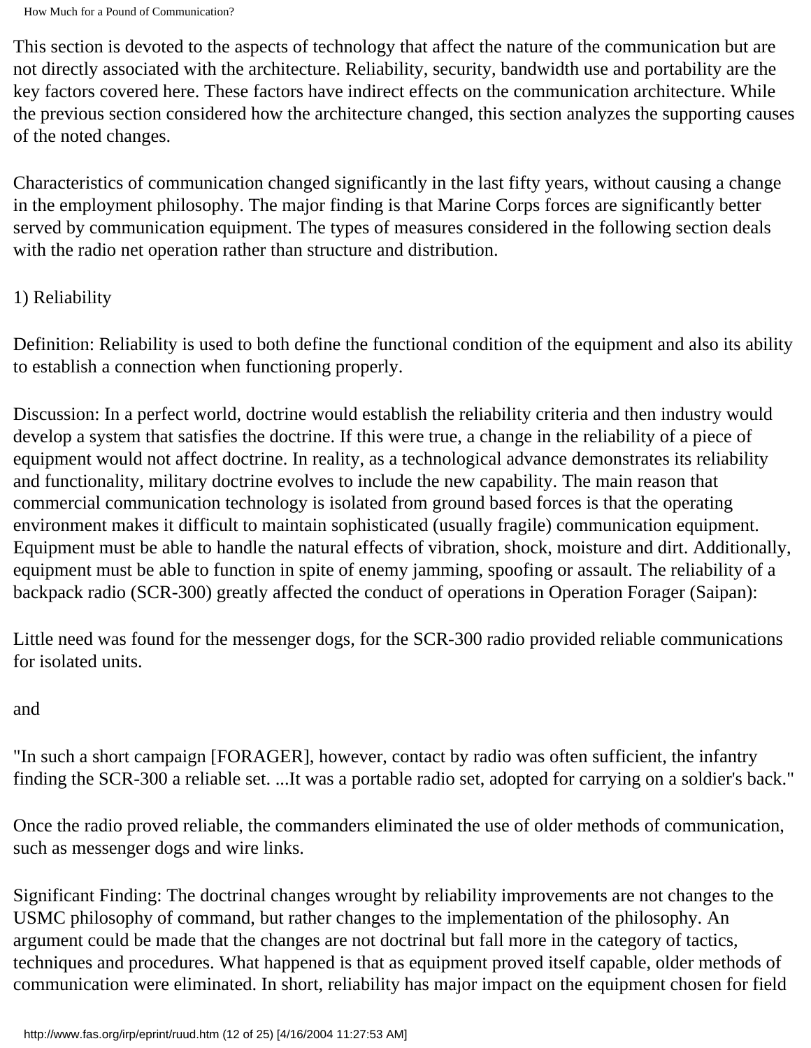This section is devoted to the aspects of technology that affect the nature of the communication but are not directly associated with the architecture. Reliability, security, bandwidth use and portability are the key factors covered here. These factors have indirect effects on the communication architecture. While the previous section considered how the architecture changed, this section analyzes the supporting causes of the noted changes.

Characteristics of communication changed significantly in the last fifty years, without causing a change in the employment philosophy. The major finding is that Marine Corps forces are significantly better served by communication equipment. The types of measures considered in the following section deals with the radio net operation rather than structure and distribution.

1) Reliability

Definition: Reliability is used to both define the functional condition of the equipment and also its ability to establish a connection when functioning properly.

Discussion: In a perfect world, doctrine would establish the reliability criteria and then industry would develop a system that satisfies the doctrine. If this were true, a change in the reliability of a piece of equipment would not affect doctrine. In reality, as a technological advance demonstrates its reliability and functionality, military doctrine evolves to include the new capability. The main reason that commercial communication technology is isolated from ground based forces is that the operating environment makes it difficult to maintain sophisticated (usually fragile) communication equipment. Equipment must be able to handle the natural effects of vibration, shock, moisture and dirt. Additionally, equipment must be able to function in spite of enemy jamming, spoofing or assault. The reliability of a backpack radio (SCR-300) greatly affected the conduct of operations in Operation Forager (Saipan):

Little need was found for the messenger dogs, for the SCR-300 radio provided reliable communications for isolated units.

and

"In such a short campaign [FORAGER], however, contact by radio was often sufficient, the infantry finding the SCR-300 a reliable set. ...It was a portable radio set, adopted for carrying on a soldier's back."

Once the radio proved reliable, the commanders eliminated the use of older methods of communication, such as messenger dogs and wire links.

Significant Finding: The doctrinal changes wrought by reliability improvements are not changes to the USMC philosophy of command, but rather changes to the implementation of the philosophy. An argument could be made that the changes are not doctrinal but fall more in the category of tactics, techniques and procedures. What happened is that as equipment proved itself capable, older methods of communication were eliminated. In short, reliability has major impact on the equipment chosen for field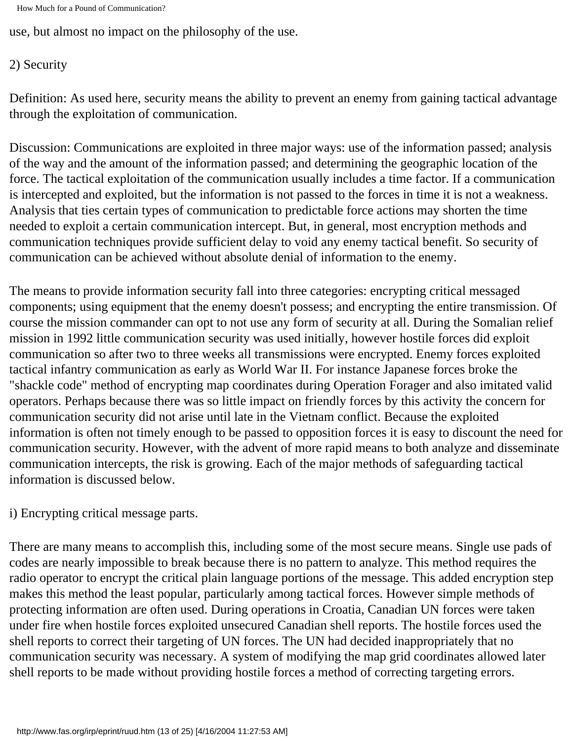use, but almost no impact on the philosophy of the use.

2) Security

Definition: As used here, security means the ability to prevent an enemy from gaining tactical advantage through the exploitation of communication.

Discussion: Communications are exploited in three major ways: use of the information passed; analysis of the way and the amount of the information passed; and determining the geographic location of the force. The tactical exploitation of the communication usually includes a time factor. If a communication is intercepted and exploited, but the information is not passed to the forces in time it is not a weakness. Analysis that ties certain types of communication to predictable force actions may shorten the time needed to exploit a certain communication intercept. But, in general, most encryption methods and communication techniques provide sufficient delay to void any enemy tactical benefit. So security of communication can be achieved without absolute denial of information to the enemy.

The means to provide information security fall into three categories: encrypting critical messaged components; using equipment that the enemy doesn't possess; and encrypting the entire transmission. Of course the mission commander can opt to not use any form of security at all. During the Somalian relief mission in 1992 little communication security was used initially, however hostile forces did exploit communication so after two to three weeks all transmissions were encrypted. Enemy forces exploited tactical infantry communication as early as World War II. For instance Japanese forces broke the "shackle code" method of encrypting map coordinates during Operation Forager and also imitated valid operators. Perhaps because there was so little impact on friendly forces by this activity the concern for communication security did not arise until late in the Vietnam conflict. Because the exploited information is often not timely enough to be passed to opposition forces it is easy to discount the need for communication security. However, with the advent of more rapid means to both analyze and disseminate communication intercepts, the risk is growing. Each of the major methods of safeguarding tactical information is discussed below.

i) Encrypting critical message parts.

There are many means to accomplish this, including some of the most secure means. Single use pads of codes are nearly impossible to break because there is no pattern to analyze. This method requires the radio operator to encrypt the critical plain language portions of the message. This added encryption step makes this method the least popular, particularly among tactical forces. However simple methods of protecting information are often used. During operations in Croatia, Canadian UN forces were taken under fire when hostile forces exploited unsecured Canadian shell reports. The hostile forces used the shell reports to correct their targeting of UN forces. The UN had decided inappropriately that no communication security was necessary. A system of modifying the map grid coordinates allowed later shell reports to be made without providing hostile forces a method of correcting targeting errors.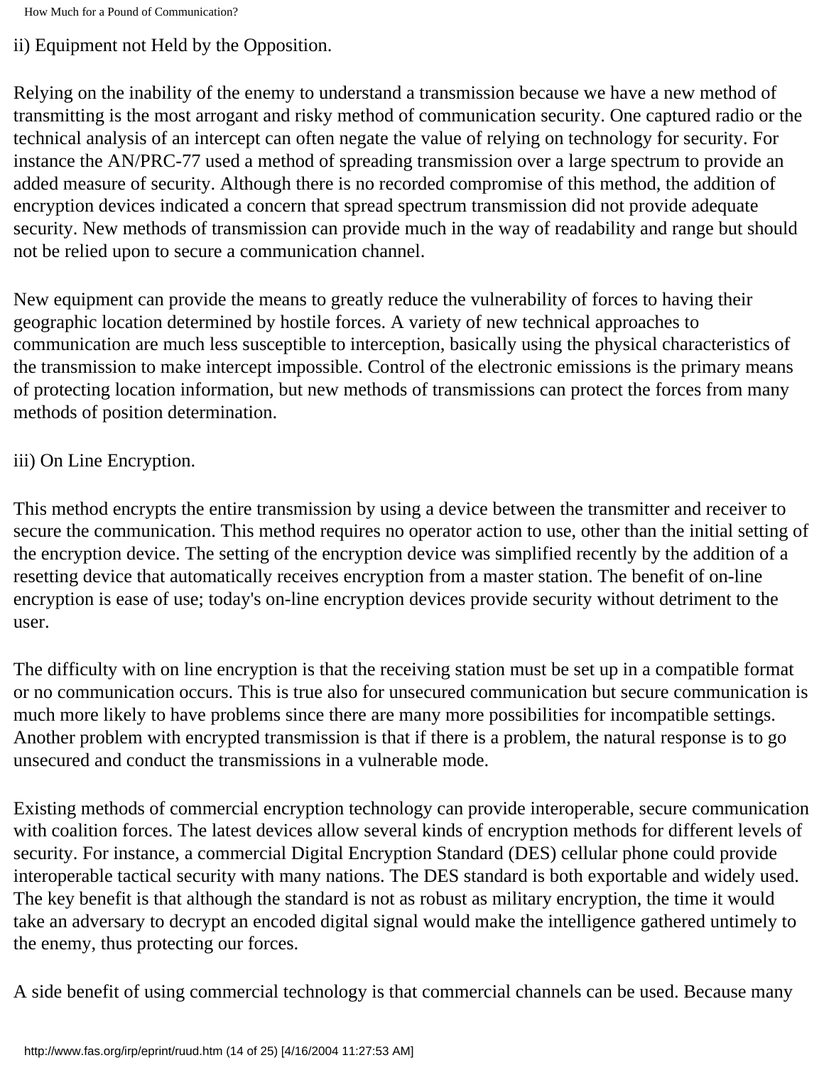ii) Equipment not Held by the Opposition.

Relying on the inability of the enemy to understand a transmission because we have a new method of transmitting is the most arrogant and risky method of communication security. One captured radio or the technical analysis of an intercept can often negate the value of relying on technology for security. For instance the AN/PRC-77 used a method of spreading transmission over a large spectrum to provide an added measure of security. Although there is no recorded compromise of this method, the addition of encryption devices indicated a concern that spread spectrum transmission did not provide adequate security. New methods of transmission can provide much in the way of readability and range but should not be relied upon to secure a communication channel.

New equipment can provide the means to greatly reduce the vulnerability of forces to having their geographic location determined by hostile forces. A variety of new technical approaches to communication are much less susceptible to interception, basically using the physical characteristics of the transmission to make intercept impossible. Control of the electronic emissions is the primary means of protecting location information, but new methods of transmissions can protect the forces from many methods of position determination.

iii) On Line Encryption.

This method encrypts the entire transmission by using a device between the transmitter and receiver to secure the communication. This method requires no operator action to use, other than the initial setting of the encryption device. The setting of the encryption device was simplified recently by the addition of a resetting device that automatically receives encryption from a master station. The benefit of on-line encryption is ease of use; today's on-line encryption devices provide security without detriment to the user.

The difficulty with on line encryption is that the receiving station must be set up in a compatible format or no communication occurs. This is true also for unsecured communication but secure communication is much more likely to have problems since there are many more possibilities for incompatible settings. Another problem with encrypted transmission is that if there is a problem, the natural response is to go unsecured and conduct the transmissions in a vulnerable mode.

Existing methods of commercial encryption technology can provide interoperable, secure communication with coalition forces. The latest devices allow several kinds of encryption methods for different levels of security. For instance, a commercial Digital Encryption Standard (DES) cellular phone could provide interoperable tactical security with many nations. The DES standard is both exportable and widely used. The key benefit is that although the standard is not as robust as military encryption, the time it would take an adversary to decrypt an encoded digital signal would make the intelligence gathered untimely to the enemy, thus protecting our forces.

A side benefit of using commercial technology is that commercial channels can be used. Because many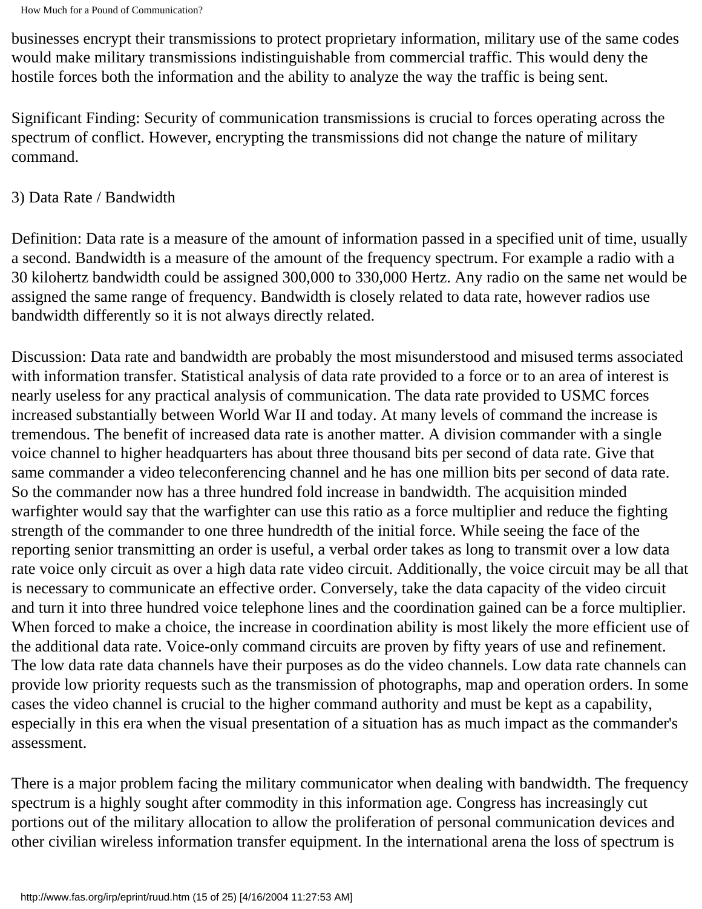businesses encrypt their transmissions to protect proprietary information, military use of the same codes would make military transmissions indistinguishable from commercial traffic. This would deny the hostile forces both the information and the ability to analyze the way the traffic is being sent.

Significant Finding: Security of communication transmissions is crucial to forces operating across the spectrum of conflict. However, encrypting the transmissions did not change the nature of military command.

3) Data Rate / Bandwidth

Definition: Data rate is a measure of the amount of information passed in a specified unit of time, usually a second. Bandwidth is a measure of the amount of the frequency spectrum. For example a radio with a 30 kilohertz bandwidth could be assigned 300,000 to 330,000 Hertz. Any radio on the same net would be assigned the same range of frequency. Bandwidth is closely related to data rate, however radios use bandwidth differently so it is not always directly related.

Discussion: Data rate and bandwidth are probably the most misunderstood and misused terms associated with information transfer. Statistical analysis of data rate provided to a force or to an area of interest is nearly useless for any practical analysis of communication. The data rate provided to USMC forces increased substantially between World War II and today. At many levels of command the increase is tremendous. The benefit of increased data rate is another matter. A division commander with a single voice channel to higher headquarters has about three thousand bits per second of data rate. Give that same commander a video teleconferencing channel and he has one million bits per second of data rate. So the commander now has a three hundred fold increase in bandwidth. The acquisition minded warfighter would say that the warfighter can use this ratio as a force multiplier and reduce the fighting strength of the commander to one three hundredth of the initial force. While seeing the face of the reporting senior transmitting an order is useful, a verbal order takes as long to transmit over a low data rate voice only circuit as over a high data rate video circuit. Additionally, the voice circuit may be all that is necessary to communicate an effective order. Conversely, take the data capacity of the video circuit and turn it into three hundred voice telephone lines and the coordination gained can be a force multiplier. When forced to make a choice, the increase in coordination ability is most likely the more efficient use of the additional data rate. Voice-only command circuits are proven by fifty years of use and refinement. The low data rate data channels have their purposes as do the video channels. Low data rate channels can provide low priority requests such as the transmission of photographs, map and operation orders. In some cases the video channel is crucial to the higher command authority and must be kept as a capability, especially in this era when the visual presentation of a situation has as much impact as the commander's assessment.

There is a major problem facing the military communicator when dealing with bandwidth. The frequency spectrum is a highly sought after commodity in this information age. Congress has increasingly cut portions out of the military allocation to allow the proliferation of personal communication devices and other civilian wireless information transfer equipment. In the international arena the loss of spectrum is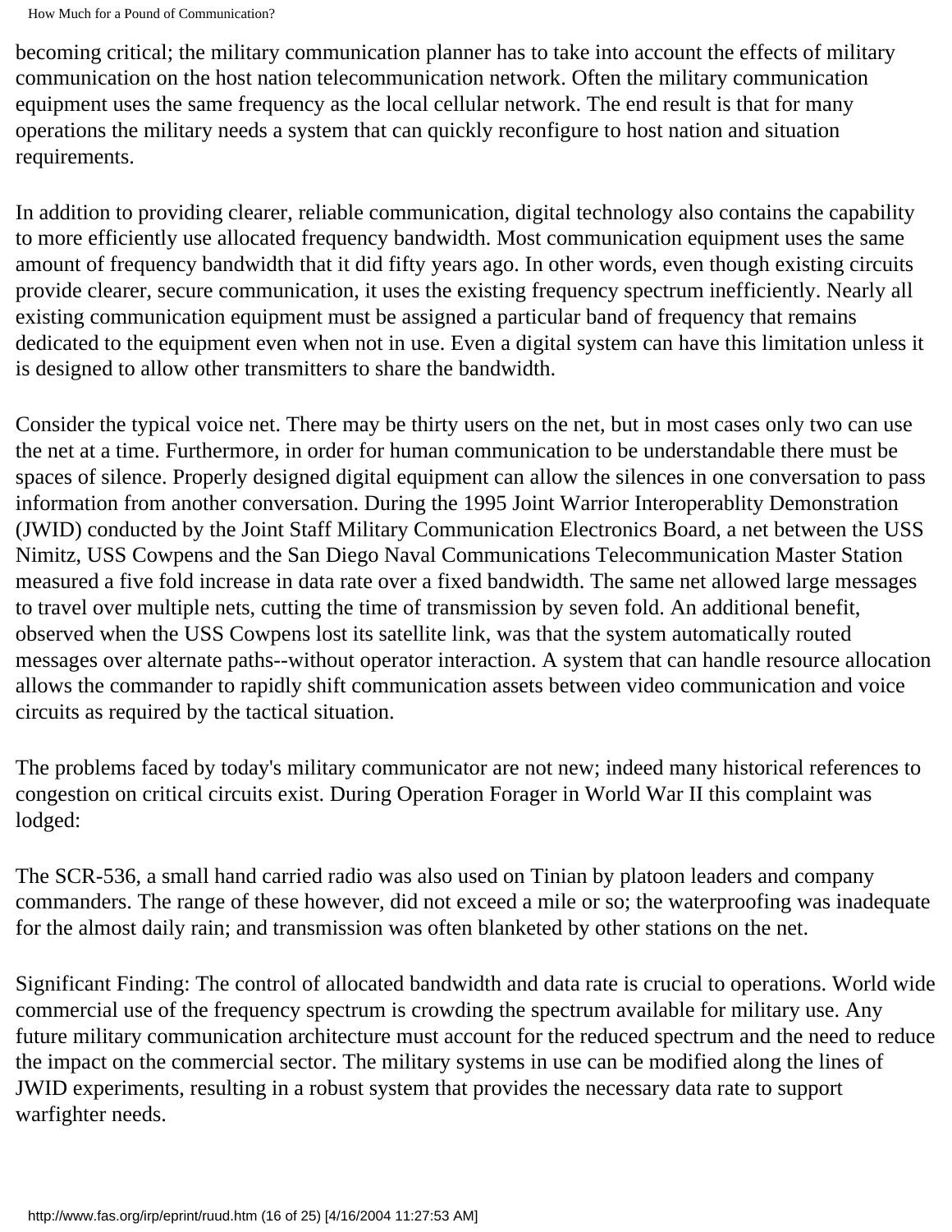becoming critical; the military communication planner has to take into account the effects of military communication on the host nation telecommunication network. Often the military communication equipment uses the same frequency as the local cellular network. The end result is that for many operations the military needs a system that can quickly reconfigure to host nation and situation requirements.

In addition to providing clearer, reliable communication, digital technology also contains the capability to more efficiently use allocated frequency bandwidth. Most communication equipment uses the same amount of frequency bandwidth that it did fifty years ago. In other words, even though existing circuits provide clearer, secure communication, it uses the existing frequency spectrum inefficiently. Nearly all existing communication equipment must be assigned a particular band of frequency that remains dedicated to the equipment even when not in use. Even a digital system can have this limitation unless it is designed to allow other transmitters to share the bandwidth.

Consider the typical voice net. There may be thirty users on the net, but in most cases only two can use the net at a time. Furthermore, in order for human communication to be understandable there must be spaces of silence. Properly designed digital equipment can allow the silences in one conversation to pass information from another conversation. During the 1995 Joint Warrior Interoperablity Demonstration (JWID) conducted by the Joint Staff Military Communication Electronics Board, a net between the USS Nimitz, USS Cowpens and the San Diego Naval Communications Telecommunication Master Station measured a five fold increase in data rate over a fixed bandwidth. The same net allowed large messages to travel over multiple nets, cutting the time of transmission by seven fold. An additional benefit, observed when the USS Cowpens lost its satellite link, was that the system automatically routed messages over alternate paths--without operator interaction. A system that can handle resource allocation allows the commander to rapidly shift communication assets between video communication and voice circuits as required by the tactical situation.

The problems faced by today's military communicator are not new; indeed many historical references to congestion on critical circuits exist. During Operation Forager in World War II this complaint was lodged:

The SCR-536, a small hand carried radio was also used on Tinian by platoon leaders and company commanders. The range of these however, did not exceed a mile or so; the waterproofing was inadequate for the almost daily rain; and transmission was often blanketed by other stations on the net.

Significant Finding: The control of allocated bandwidth and data rate is crucial to operations. World wide commercial use of the frequency spectrum is crowding the spectrum available for military use. Any future military communication architecture must account for the reduced spectrum and the need to reduce the impact on the commercial sector. The military systems in use can be modified along the lines of JWID experiments, resulting in a robust system that provides the necessary data rate to support warfighter needs.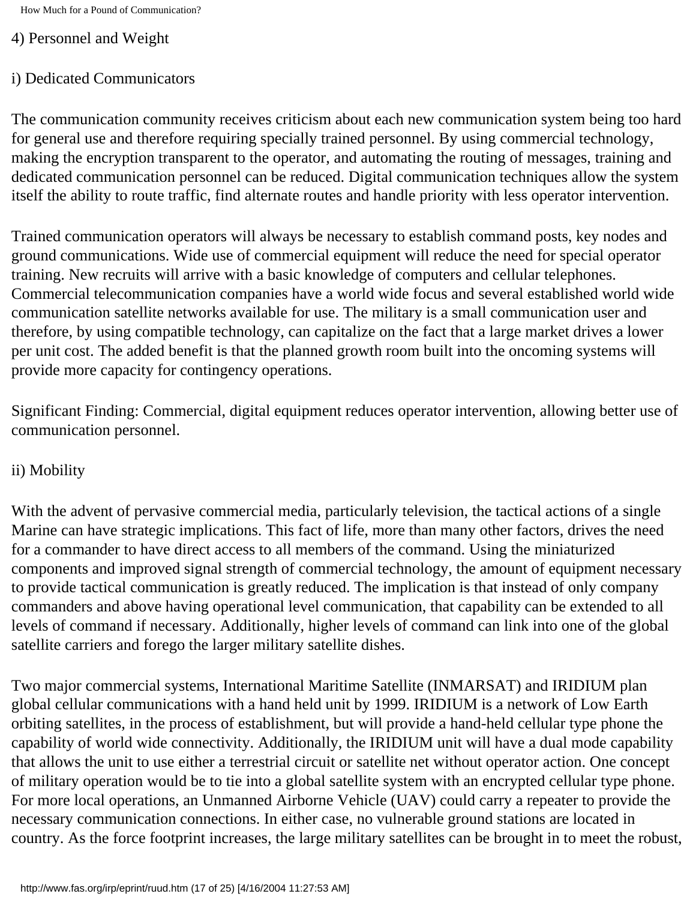## 4) Personnel and Weight

### i) Dedicated Communicators

The communication community receives criticism about each new communication system being too hard for general use and therefore requiring specially trained personnel. By using commercial technology, making the encryption transparent to the operator, and automating the routing of messages, training and dedicated communication personnel can be reduced. Digital communication techniques allow the system itself the ability to route traffic, find alternate routes and handle priority with less operator intervention.

Trained communication operators will always be necessary to establish command posts, key nodes and ground communications. Wide use of commercial equipment will reduce the need for special operator training. New recruits will arrive with a basic knowledge of computers and cellular telephones. Commercial telecommunication companies have a world wide focus and several established world wide communication satellite networks available for use. The military is a small communication user and therefore, by using compatible technology, can capitalize on the fact that a large market drives a lower per unit cost. The added benefit is that the planned growth room built into the oncoming systems will provide more capacity for contingency operations.

Significant Finding: Commercial, digital equipment reduces operator intervention, allowing better use of communication personnel.

### ii) Mobility

With the advent of pervasive commercial media, particularly television, the tactical actions of a single Marine can have strategic implications. This fact of life, more than many other factors, drives the need for a commander to have direct access to all members of the command. Using the miniaturized components and improved signal strength of commercial technology, the amount of equipment necessary to provide tactical communication is greatly reduced. The implication is that instead of only company commanders and above having operational level communication, that capability can be extended to all levels of command if necessary. Additionally, higher levels of command can link into one of the global satellite carriers and forego the larger military satellite dishes.

Two major commercial systems, International Maritime Satellite (INMARSAT) and IRIDIUM plan global cellular communications with a hand held unit by 1999. IRIDIUM is a network of Low Earth orbiting satellites, in the process of establishment, but will provide a hand-held cellular type phone the capability of world wide connectivity. Additionally, the IRIDIUM unit will have a dual mode capability that allows the unit to use either a terrestrial circuit or satellite net without operator action. One concept of military operation would be to tie into a global satellite system with an encrypted cellular type phone. For more local operations, an Unmanned Airborne Vehicle (UAV) could carry a repeater to provide the necessary communication connections. In either case, no vulnerable ground stations are located in country. As the force footprint increases, the large military satellites can be brought in to meet the robust,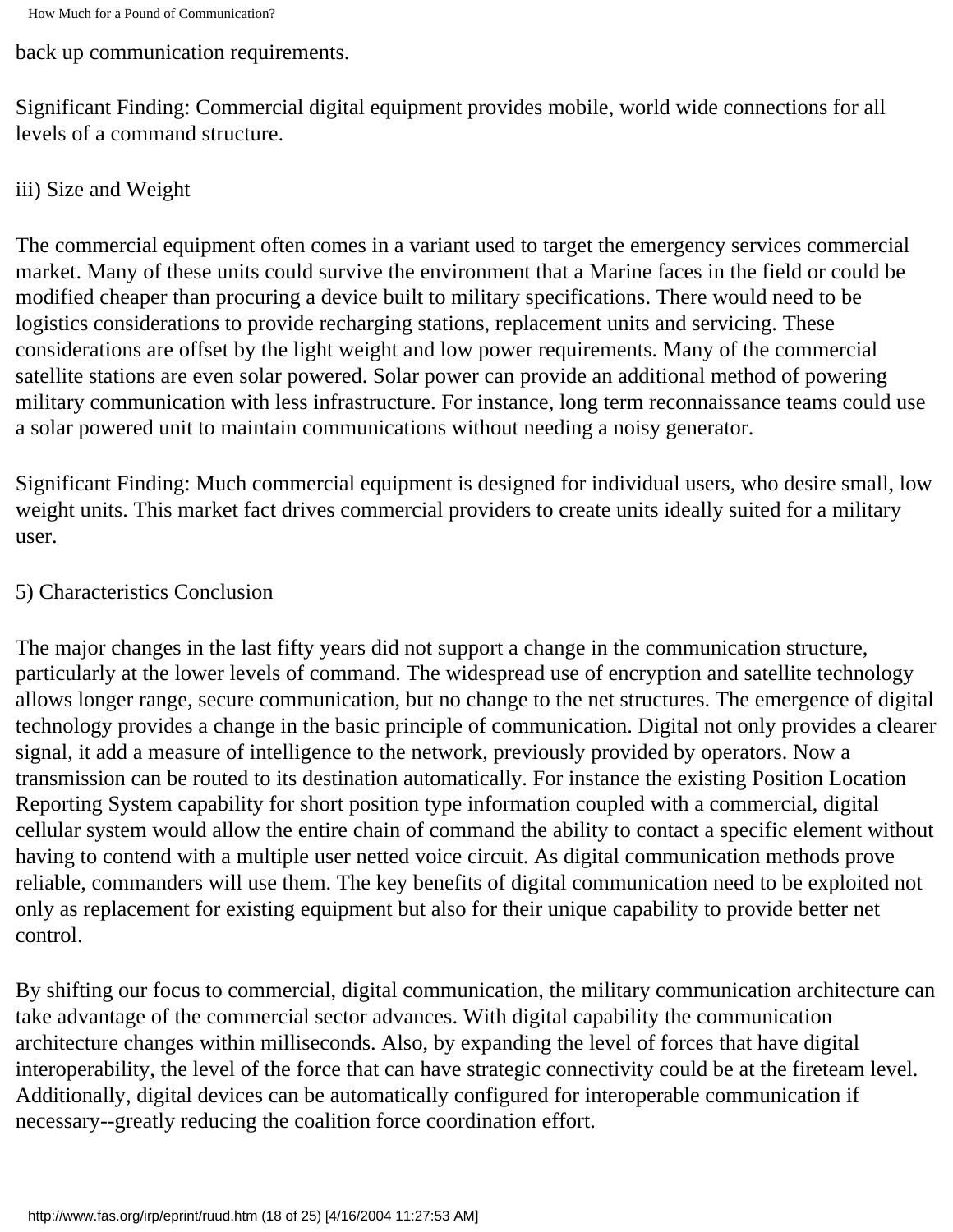back up communication requirements.

Significant Finding: Commercial digital equipment provides mobile, world wide connections for all levels of a command structure.

iii) Size and Weight

The commercial equipment often comes in a variant used to target the emergency services commercial market. Many of these units could survive the environment that a Marine faces in the field or could be modified cheaper than procuring a device built to military specifications. There would need to be logistics considerations to provide recharging stations, replacement units and servicing. These considerations are offset by the light weight and low power requirements. Many of the commercial satellite stations are even solar powered. Solar power can provide an additional method of powering military communication with less infrastructure. For instance, long term reconnaissance teams could use a solar powered unit to maintain communications without needing a noisy generator.

Significant Finding: Much commercial equipment is designed for individual users, who desire small, low weight units. This market fact drives commercial providers to create units ideally suited for a military user.

5) Characteristics Conclusion

The major changes in the last fifty years did not support a change in the communication structure, particularly at the lower levels of command. The widespread use of encryption and satellite technology allows longer range, secure communication, but no change to the net structures. The emergence of digital technology provides a change in the basic principle of communication. Digital not only provides a clearer signal, it add a measure of intelligence to the network, previously provided by operators. Now a transmission can be routed to its destination automatically. For instance the existing Position Location Reporting System capability for short position type information coupled with a commercial, digital cellular system would allow the entire chain of command the ability to contact a specific element without having to contend with a multiple user netted voice circuit. As digital communication methods prove reliable, commanders will use them. The key benefits of digital communication need to be exploited not only as replacement for existing equipment but also for their unique capability to provide better net control.

By shifting our focus to commercial, digital communication, the military communication architecture can take advantage of the commercial sector advances. With digital capability the communication architecture changes within milliseconds. Also, by expanding the level of forces that have digital interoperability, the level of the force that can have strategic connectivity could be at the fireteam level. Additionally, digital devices can be automatically configured for interoperable communication if necessary--greatly reducing the coalition force coordination effort.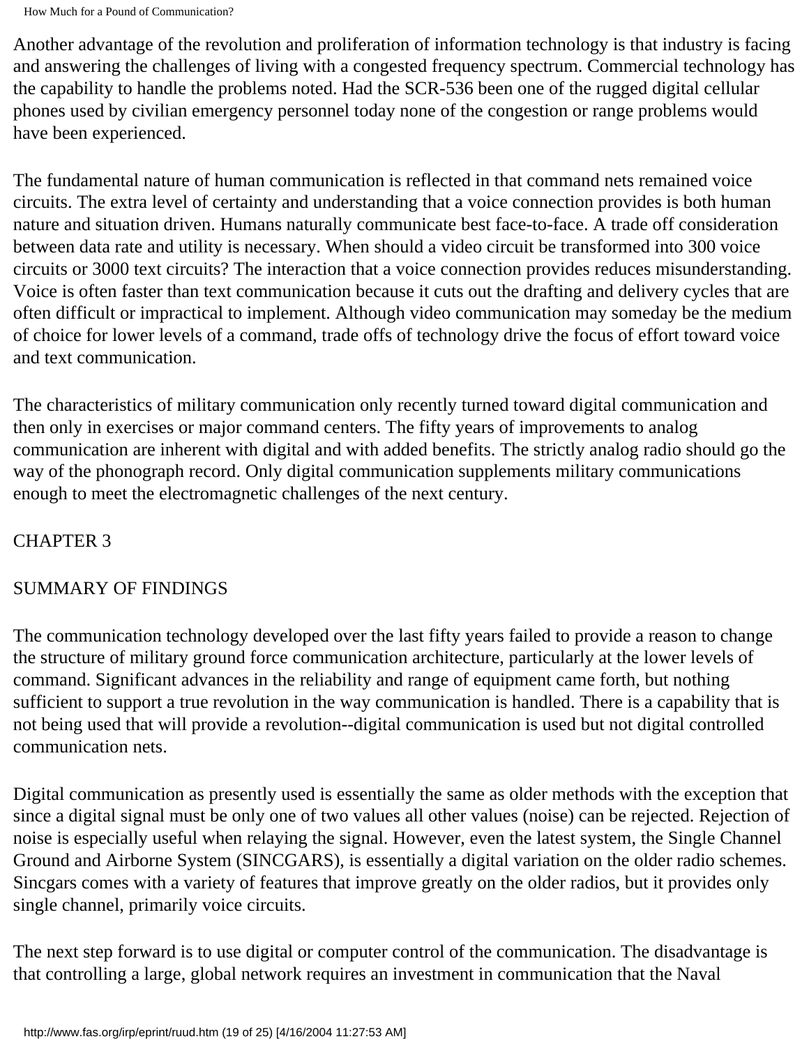Another advantage of the revolution and proliferation of information technology is that industry is facing and answering the challenges of living with a congested frequency spectrum. Commercial technology has the capability to handle the problems noted. Had the SCR-536 been one of the rugged digital cellular phones used by civilian emergency personnel today none of the congestion or range problems would have been experienced.

The fundamental nature of human communication is reflected in that command nets remained voice circuits. The extra level of certainty and understanding that a voice connection provides is both human nature and situation driven. Humans naturally communicate best face-to-face. A trade off consideration between data rate and utility is necessary. When should a video circuit be transformed into 300 voice circuits or 3000 text circuits? The interaction that a voice connection provides reduces misunderstanding. Voice is often faster than text communication because it cuts out the drafting and delivery cycles that are often difficult or impractical to implement. Although video communication may someday be the medium of choice for lower levels of a command, trade offs of technology drive the focus of effort toward voice and text communication.

The characteristics of military communication only recently turned toward digital communication and then only in exercises or major command centers. The fifty years of improvements to analog communication are inherent with digital and with added benefits. The strictly analog radio should go the way of the phonograph record. Only digital communication supplements military communications enough to meet the electromagnetic challenges of the next century.

## CHAPTER 3

## SUMMARY OF FINDINGS

The communication technology developed over the last fifty years failed to provide a reason to change the structure of military ground force communication architecture, particularly at the lower levels of command. Significant advances in the reliability and range of equipment came forth, but nothing sufficient to support a true revolution in the way communication is handled. There is a capability that is not being used that will provide a revolution--digital communication is used but not digital controlled communication nets.

Digital communication as presently used is essentially the same as older methods with the exception that since a digital signal must be only one of two values all other values (noise) can be rejected. Rejection of noise is especially useful when relaying the signal. However, even the latest system, the Single Channel Ground and Airborne System (SINCGARS), is essentially a digital variation on the older radio schemes. Sincgars comes with a variety of features that improve greatly on the older radios, but it provides only single channel, primarily voice circuits.

The next step forward is to use digital or computer control of the communication. The disadvantage is that controlling a large, global network requires an investment in communication that the Naval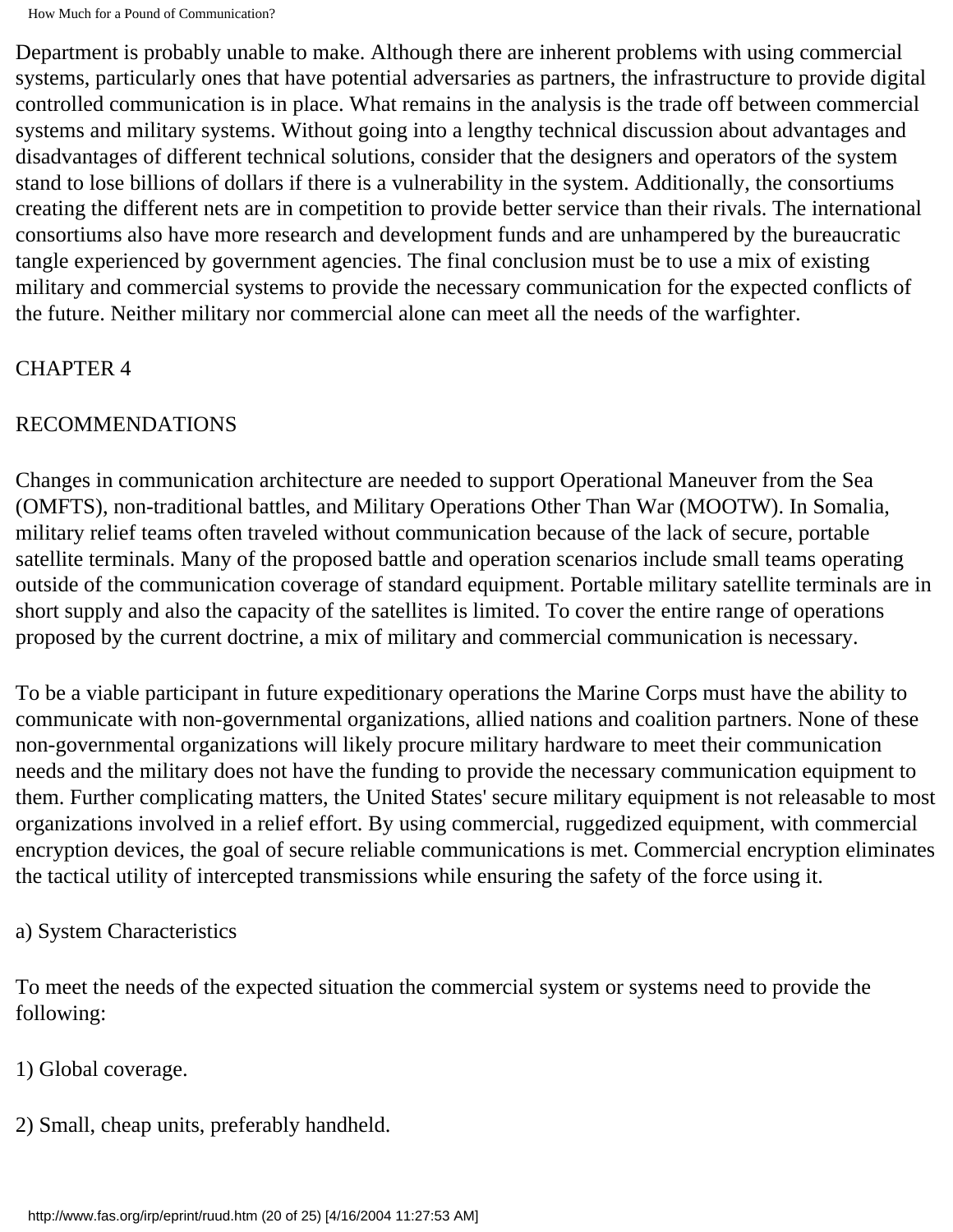Department is probably unable to make. Although there are inherent problems with using commercial systems, particularly ones that have potential adversaries as partners, the infrastructure to provide digital controlled communication is in place. What remains in the analysis is the trade off between commercial systems and military systems. Without going into a lengthy technical discussion about advantages and disadvantages of different technical solutions, consider that the designers and operators of the system stand to lose billions of dollars if there is a vulnerability in the system. Additionally, the consortiums creating the different nets are in competition to provide better service than their rivals. The international consortiums also have more research and development funds and are unhampered by the bureaucratic tangle experienced by government agencies. The final conclusion must be to use a mix of existing military and commercial systems to provide the necessary communication for the expected conflicts of the future. Neither military nor commercial alone can meet all the needs of the warfighter.

# CHAPTER 4

# RECOMMENDATIONS

Changes in communication architecture are needed to support Operational Maneuver from the Sea (OMFTS), non-traditional battles, and Military Operations Other Than War (MOOTW). In Somalia, military relief teams often traveled without communication because of the lack of secure, portable satellite terminals. Many of the proposed battle and operation scenarios include small teams operating outside of the communication coverage of standard equipment. Portable military satellite terminals are in short supply and also the capacity of the satellites is limited. To cover the entire range of operations proposed by the current doctrine, a mix of military and commercial communication is necessary.

To be a viable participant in future expeditionary operations the Marine Corps must have the ability to communicate with non-governmental organizations, allied nations and coalition partners. None of these non-governmental organizations will likely procure military hardware to meet their communication needs and the military does not have the funding to provide the necessary communication equipment to them. Further complicating matters, the United States' secure military equipment is not releasable to most organizations involved in a relief effort. By using commercial, ruggedized equipment, with commercial encryption devices, the goal of secure reliable communications is met. Commercial encryption eliminates the tactical utility of intercepted transmissions while ensuring the safety of the force using it.

## a) System Characteristics

To meet the needs of the expected situation the commercial system or systems need to provide the following:

1) Global coverage.

2) Small, cheap units, preferably handheld.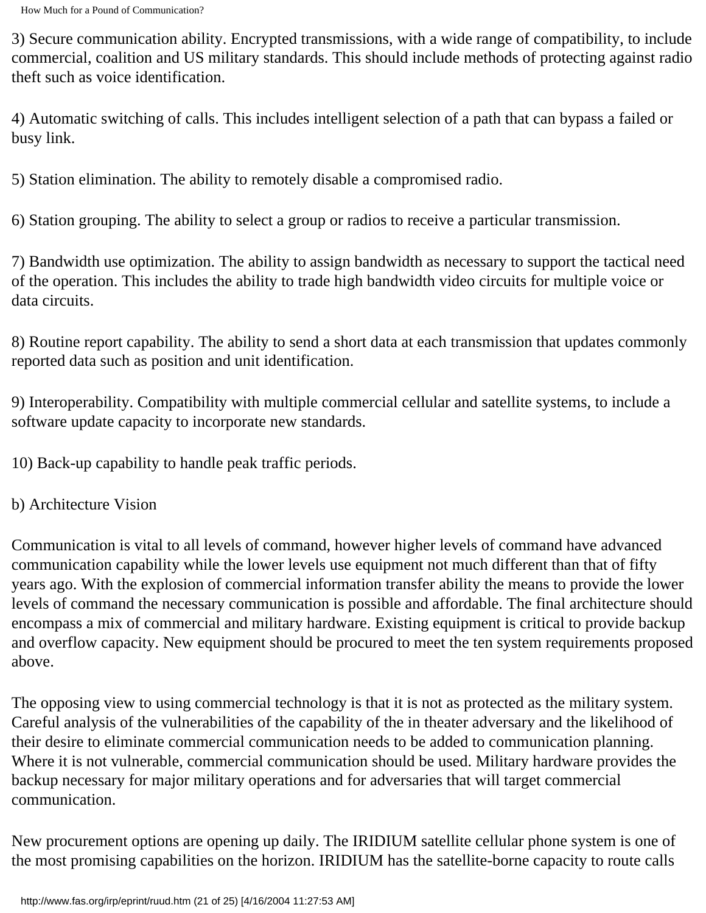3) Secure communication ability. Encrypted transmissions, with a wide range of compatibility, to include commercial, coalition and US military standards. This should include methods of protecting against radio theft such as voice identification.

4) Automatic switching of calls. This includes intelligent selection of a path that can bypass a failed or busy link.

5) Station elimination. The ability to remotely disable a compromised radio.

6) Station grouping. The ability to select a group or radios to receive a particular transmission.

7) Bandwidth use optimization. The ability to assign bandwidth as necessary to support the tactical need of the operation. This includes the ability to trade high bandwidth video circuits for multiple voice or data circuits.

8) Routine report capability. The ability to send a short data at each transmission that updates commonly reported data such as position and unit identification.

9) Interoperability. Compatibility with multiple commercial cellular and satellite systems, to include a software update capacity to incorporate new standards.

10) Back-up capability to handle peak traffic periods.

b) Architecture Vision

Communication is vital to all levels of command, however higher levels of command have advanced communication capability while the lower levels use equipment not much different than that of fifty years ago. With the explosion of commercial information transfer ability the means to provide the lower levels of command the necessary communication is possible and affordable. The final architecture should encompass a mix of commercial and military hardware. Existing equipment is critical to provide backup and overflow capacity. New equipment should be procured to meet the ten system requirements proposed above.

The opposing view to using commercial technology is that it is not as protected as the military system. Careful analysis of the vulnerabilities of the capability of the in theater adversary and the likelihood of their desire to eliminate commercial communication needs to be added to communication planning. Where it is not vulnerable, commercial communication should be used. Military hardware provides the backup necessary for major military operations and for adversaries that will target commercial communication.

New procurement options are opening up daily. The IRIDIUM satellite cellular phone system is one of the most promising capabilities on the horizon. IRIDIUM has the satellite-borne capacity to route calls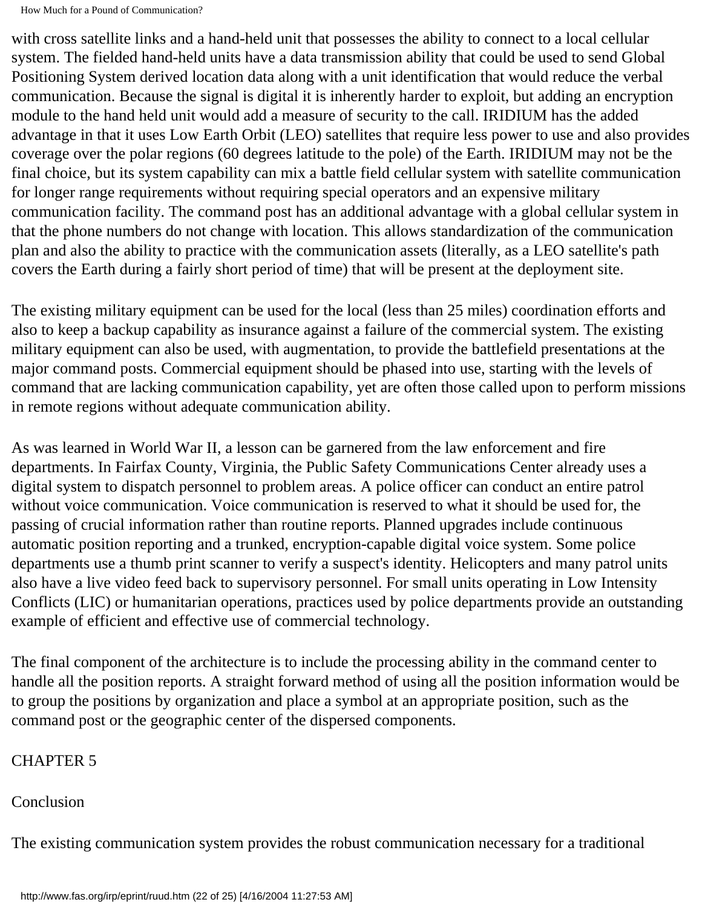with cross satellite links and a hand-held unit that possesses the ability to connect to a local cellular system. The fielded hand-held units have a data transmission ability that could be used to send Global Positioning System derived location data along with a unit identification that would reduce the verbal communication. Because the signal is digital it is inherently harder to exploit, but adding an encryption module to the hand held unit would add a measure of security to the call. IRIDIUM has the added advantage in that it uses Low Earth Orbit (LEO) satellites that require less power to use and also provides coverage over the polar regions (60 degrees latitude to the pole) of the Earth. IRIDIUM may not be the final choice, but its system capability can mix a battle field cellular system with satellite communication for longer range requirements without requiring special operators and an expensive military communication facility. The command post has an additional advantage with a global cellular system in that the phone numbers do not change with location. This allows standardization of the communication plan and also the ability to practice with the communication assets (literally, as a LEO satellite's path covers the Earth during a fairly short period of time) that will be present at the deployment site.

The existing military equipment can be used for the local (less than 25 miles) coordination efforts and also to keep a backup capability as insurance against a failure of the commercial system. The existing military equipment can also be used, with augmentation, to provide the battlefield presentations at the major command posts. Commercial equipment should be phased into use, starting with the levels of command that are lacking communication capability, yet are often those called upon to perform missions in remote regions without adequate communication ability.

As was learned in World War II, a lesson can be garnered from the law enforcement and fire departments. In Fairfax County, Virginia, the Public Safety Communications Center already uses a digital system to dispatch personnel to problem areas. A police officer can conduct an entire patrol without voice communication. Voice communication is reserved to what it should be used for, the passing of crucial information rather than routine reports. Planned upgrades include continuous automatic position reporting and a trunked, encryption-capable digital voice system. Some police departments use a thumb print scanner to verify a suspect's identity. Helicopters and many patrol units also have a live video feed back to supervisory personnel. For small units operating in Low Intensity Conflicts (LIC) or humanitarian operations, practices used by police departments provide an outstanding example of efficient and effective use of commercial technology.

The final component of the architecture is to include the processing ability in the command center to handle all the position reports. A straight forward method of using all the position information would be to group the positions by organization and place a symbol at an appropriate position, such as the command post or the geographic center of the dispersed components.

## CHAPTER 5

## Conclusion

The existing communication system provides the robust communication necessary for a traditional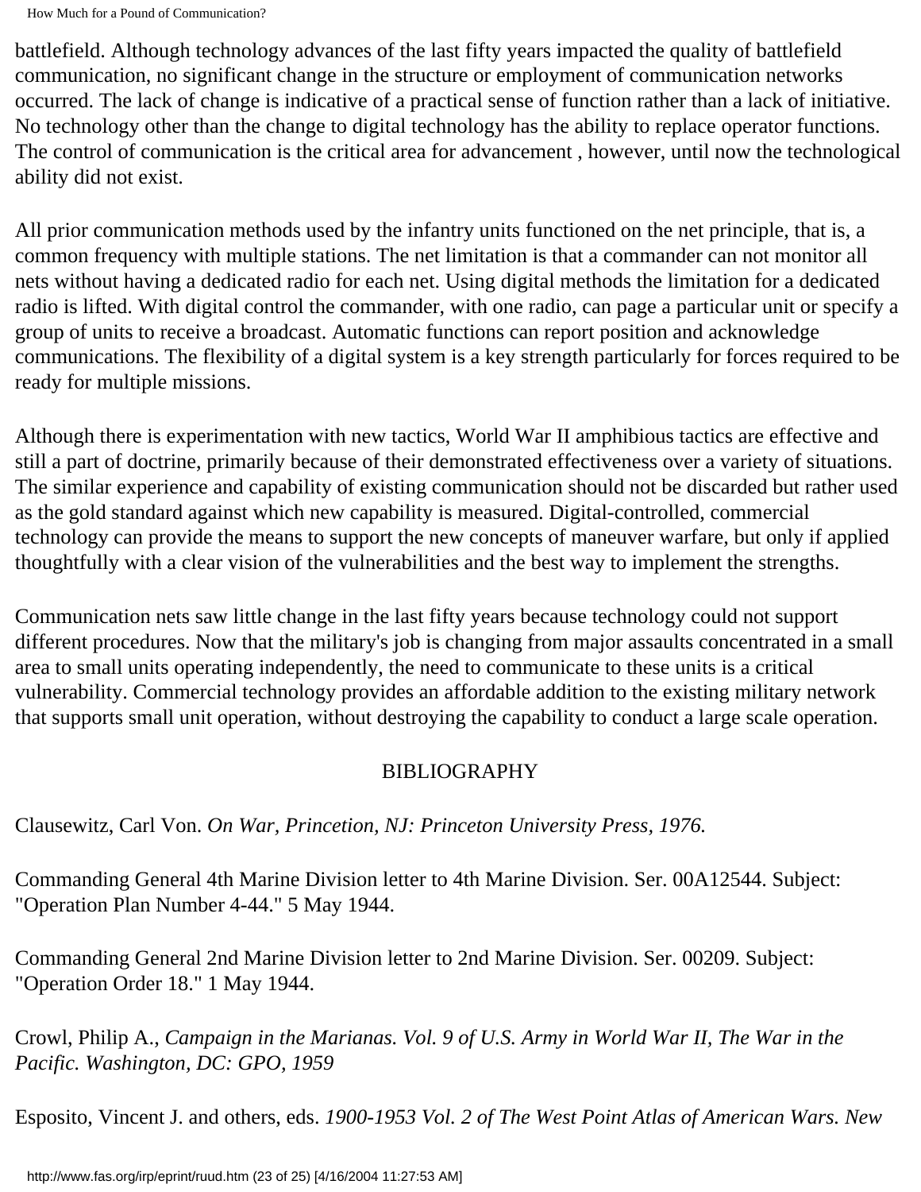battlefield. Although technology advances of the last fifty years impacted the quality of battlefield communication, no significant change in the structure or employment of communication networks occurred. The lack of change is indicative of a practical sense of function rather than a lack of initiative. No technology other than the change to digital technology has the ability to replace operator functions. The control of communication is the critical area for advancement , however, until now the technological ability did not exist.

All prior communication methods used by the infantry units functioned on the net principle, that is, a common frequency with multiple stations. The net limitation is that a commander can not monitor all nets without having a dedicated radio for each net. Using digital methods the limitation for a dedicated radio is lifted. With digital control the commander, with one radio, can page a particular unit or specify a group of units to receive a broadcast. Automatic functions can report position and acknowledge communications. The flexibility of a digital system is a key strength particularly for forces required to be ready for multiple missions.

Although there is experimentation with new tactics, World War II amphibious tactics are effective and still a part of doctrine, primarily because of their demonstrated effectiveness over a variety of situations. The similar experience and capability of existing communication should not be discarded but rather used as the gold standard against which new capability is measured. Digital-controlled, commercial technology can provide the means to support the new concepts of maneuver warfare, but only if applied thoughtfully with a clear vision of the vulnerabilities and the best way to implement the strengths.

Communication nets saw little change in the last fifty years because technology could not support different procedures. Now that the military's job is changing from major assaults concentrated in a small area to small units operating independently, the need to communicate to these units is a critical vulnerability. Commercial technology provides an affordable addition to the existing military network that supports small unit operation, without destroying the capability to conduct a large scale operation.

## BIBLIOGRAPHY

Clausewitz, Carl Von. *On War, Princetion, NJ: Princeton University Press, 1976.*

Commanding General 4th Marine Division letter to 4th Marine Division. Ser. 00A12544. Subject: "Operation Plan Number 4-44." 5 May 1944.

Commanding General 2nd Marine Division letter to 2nd Marine Division. Ser. 00209. Subject: "Operation Order 18." 1 May 1944.

Crowl, Philip A., *Campaign in the Marianas. Vol. 9 of U.S. Army in World War II, The War in the Pacific. Washington, DC: GPO, 1959*

Esposito, Vincent J. and others, eds. *1900-1953 Vol. 2 of The West Point Atlas of American Wars. New*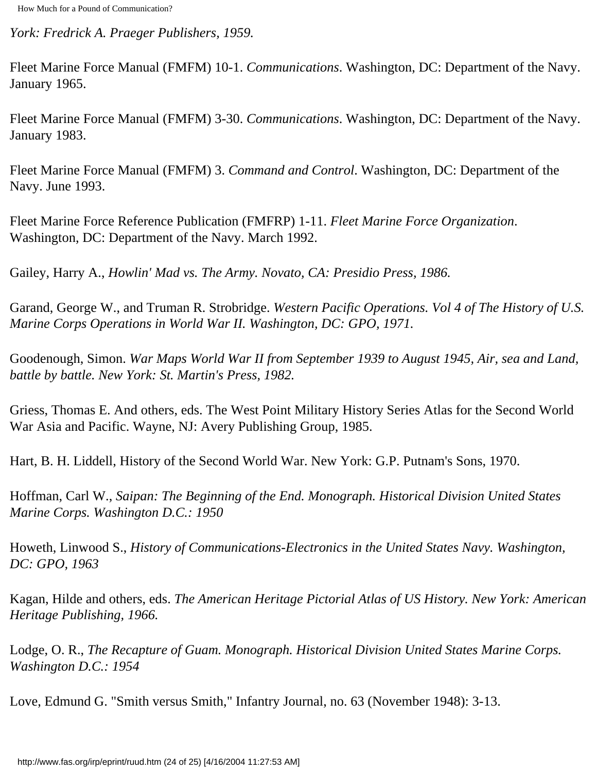*York: Fredrick A. Praeger Publishers, 1959.*

Fleet Marine Force Manual (FMFM) 10-1. *Communications*. Washington, DC: Department of the Navy. January 1965.

Fleet Marine Force Manual (FMFM) 3-30. *Communications*. Washington, DC: Department of the Navy. January 1983.

Fleet Marine Force Manual (FMFM) 3. *Command and Control*. Washington, DC: Department of the Navy. June 1993.

Fleet Marine Force Reference Publication (FMFRP) 1-11. *Fleet Marine Force Organization*. Washington, DC: Department of the Navy. March 1992.

Gailey, Harry A., *Howlin' Mad vs. The Army. Novato, CA: Presidio Press, 1986.*

Garand, George W., and Truman R. Strobridge. *Western Pacific Operations. Vol 4 of The History of U.S. Marine Corps Operations in World War II. Washington, DC: GPO, 1971.*

Goodenough, Simon. *War Maps World War II from September 1939 to August 1945, Air, sea and Land, battle by battle. New York: St. Martin's Press, 1982.*

Griess, Thomas E. And others, eds. The West Point Military History Series Atlas for the Second World War Asia and Pacific. Wayne, NJ: Avery Publishing Group, 1985.

Hart, B. H. Liddell, History of the Second World War. New York: G.P. Putnam's Sons, 1970.

Hoffman, Carl W., *Saipan: The Beginning of the End. Monograph. Historical Division United States Marine Corps. Washington D.C.: 1950*

Howeth, Linwood S., *History of Communications-Electronics in the United States Navy. Washington, DC: GPO, 1963*

Kagan, Hilde and others, eds. *The American Heritage Pictorial Atlas of US History. New York: American Heritage Publishing, 1966.*

Lodge, O. R., *The Recapture of Guam. Monograph. Historical Division United States Marine Corps. Washington D.C.: 1954*

Love, Edmund G. "Smith versus Smith," Infantry Journal, no. 63 (November 1948): 3-13.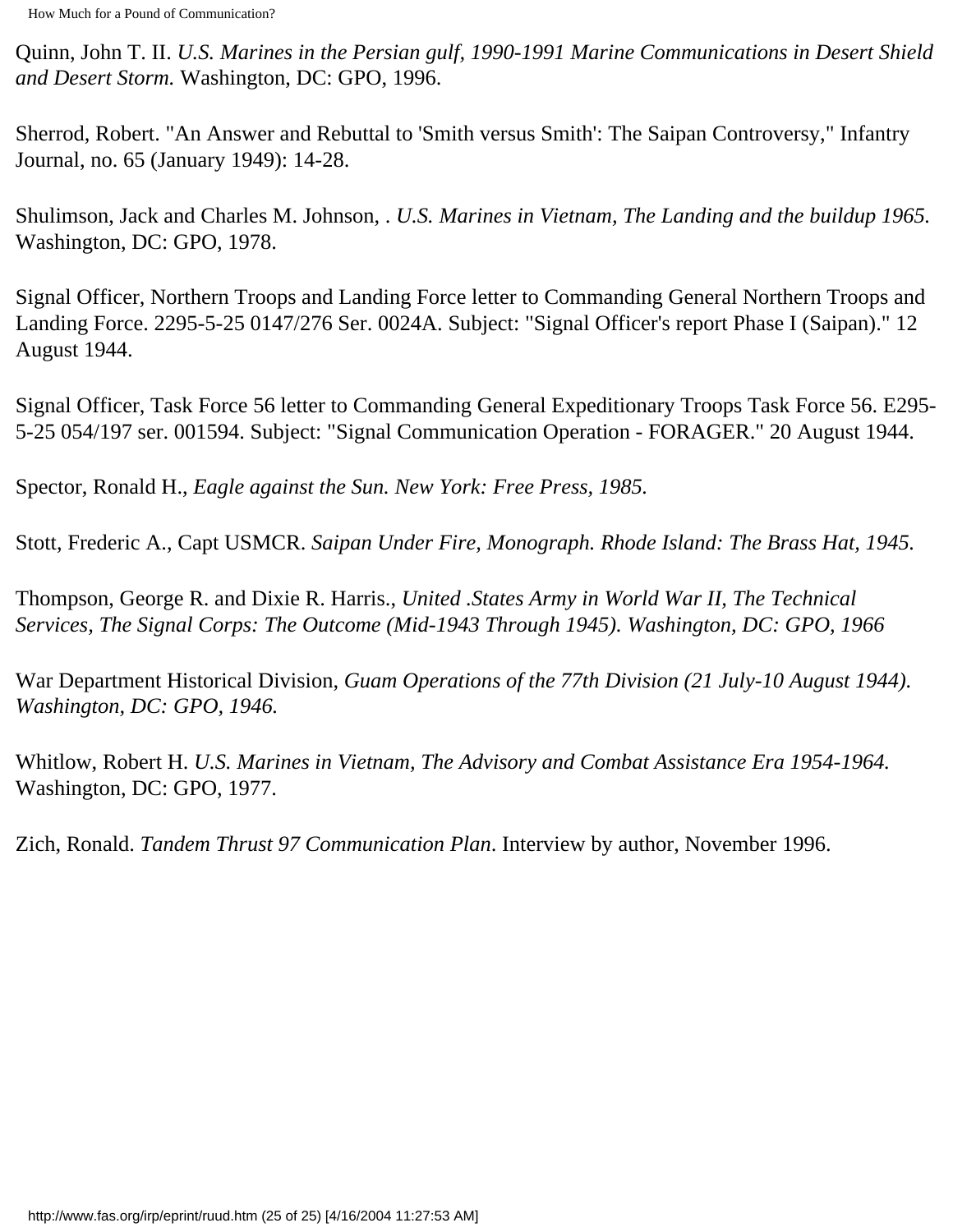Quinn, John T. II. *U.S. Marines in the Persian gulf, 1990-1991 Marine Communications in Desert Shield and Desert Storm.* Washington, DC: GPO, 1996.

Sherrod, Robert. "An Answer and Rebuttal to 'Smith versus Smith': The Saipan Controversy," Infantry Journal, no. 65 (January 1949): 14-28.

Shulimson, Jack and Charles M. Johnson, . *U.S. Marines in Vietnam, The Landing and the buildup 1965.* Washington, DC: GPO, 1978.

Signal Officer, Northern Troops and Landing Force letter to Commanding General Northern Troops and Landing Force. 2295-5-25 0147/276 Ser. 0024A. Subject: "Signal Officer's report Phase I (Saipan)." 12 August 1944.

Signal Officer, Task Force 56 letter to Commanding General Expeditionary Troops Task Force 56. E295-5-25 054/197 ser. 001594. Subject: "Signal Communication Operation - FORAGER." 20 August 1944.

Spector, Ronald H., *Eagle against the Sun. New York: Free Press, 1985.*

Stott, Frederic A., Capt USMCR. *Saipan Under Fire, Monograph. Rhode Island: The Brass Hat, 1945.*

Thompson, George R. and Dixie R. Harris., *United .States Army in World War II, The Technical Services, The Signal Corps: The Outcome (Mid-1943 Through 1945). Washington, DC: GPO, 1966*

War Department Historical Division, *Guam Operations of the 77th Division (21 July-10 August 1944). Washington, DC: GPO, 1946.*

Whitlow, Robert H. *U.S. Marines in Vietnam, The Advisory and Combat Assistance Era 1954-1964.* Washington, DC: GPO, 1977.

Zich, Ronald. *Tandem Thrust 97 Communication Plan*. Interview by author, November 1996.